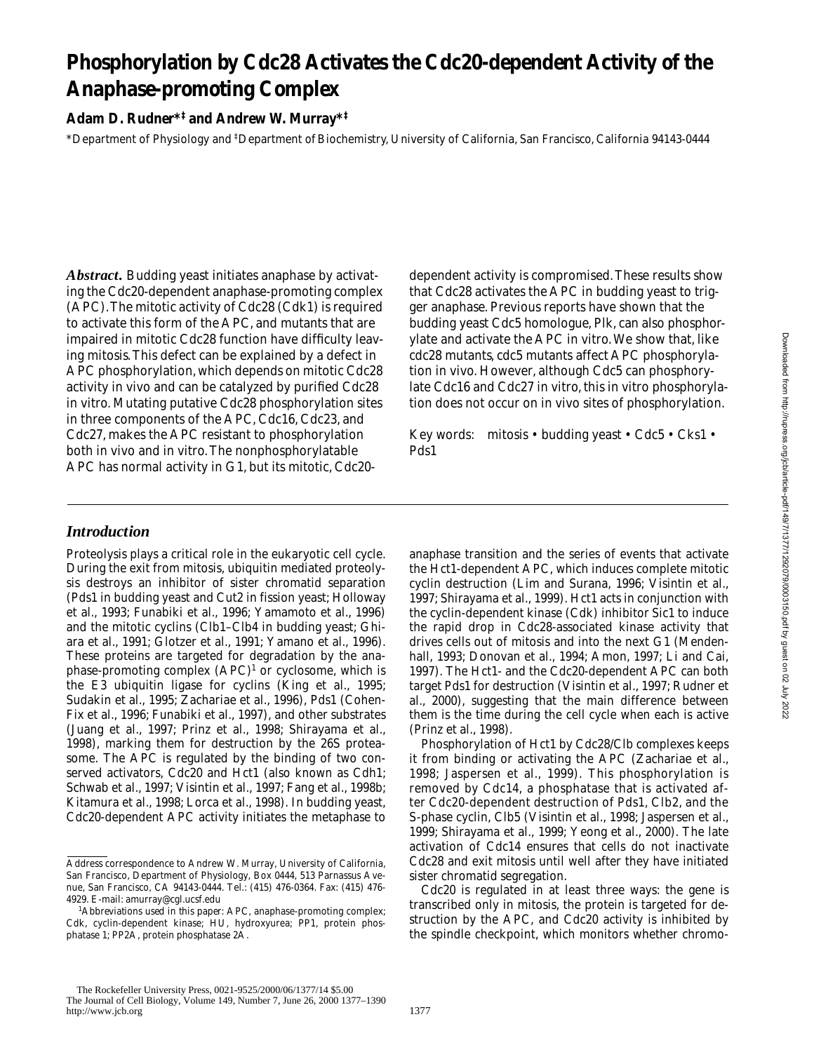# Phosphorylation by Cdc28 Activates the Cdc20-dependent Activity of the Anaphase-promoting Complex

**Adam D. Rudner*‡ and Andrew W. Murray*‡**

*Department of Physiology and ‡Department of Biochemistry, University of California, San Francisco, California 94143-0444

***Abstract.*** Budding yeast initiates anaphase by activating the Cdc20-dependent anaphase-promoting complex (APC). The mitotic activity of Cdc28 (Cdk1) is required to activate this form of the APC, and mutants that are impaired in mitotic Cdc28 function have difficulty leaving mitosis. This defect can be explained by a defect in APC phosphorylation, which depends on mitotic Cdc28 activity in vivo and can be catalyzed by purified Cdc28 in vitro. Mutating putative Cdc28 phosphorylation sites in three components of the APC, Cdc16, Cdc23, and Cdc27, makes the APC resistant to phosphorylation both in vivo and in vitro. The nonphosphorylatable APC has normal activity in G1, but its mitotic, Cdc20-dependent activity is compromised. These results show that Cdc28 activates the APC in budding yeast to trigger anaphase. Previous reports have shown that the budding yeast Cdc5 homologue, Plk, can also phosphorylate and activate the APC in vitro. We show that, like cdc28 mutants, cdc5 mutants affect APC phosphorylation in vivo. However, although Cdc5 can phosphorylate Cdc16 and Cdc27 in vitro, this in vitro phosphorylation does not occur on in vivo sites of phosphorylation.

Key words: mitosis • budding yeast • Cdc5 • Cks1 • Pds1

## *Introduction*

Proteolysis plays a critical role in the eukaryotic cell cycle. During the exit from mitosis, ubiquitin mediated proteolysis destroys an inhibitor of sister chromatid separation (Pds1 in budding yeast and Cut2 in fission yeast; Holloway et al., 1993; Funabiki et al., 1996; Yamamoto et al., 1996) and the mitotic cyclins (Clb1–Clb4 in budding yeast; Ghiara et al., 1991; Glotzer et al., 1991; Yamano et al., 1996). These proteins are targeted for degradation by the anaphase-promoting complex (APC)[1] or cyclosome, which is the E3 ubiquitin ligase for cyclins (King et al., 1995; Sudakin et al., 1995; Zachariae et al., 1996), Pds1 (Cohen-Fix et al., 1996; Funabiki et al., 1997), and other substrates (Juang et al., 1997; Prinz et al., 1998; Shirayama et al., 1998), marking them for destruction by the 26S proteasome. The APC is regulated by the binding of two conserved activators, Cdc20 and Hct1 (also known as Cdh1; Schwab et al., 1997; Visintin et al., 1997; Fang et al., 1998b; Kitamura et al., 1998; Lorca et al., 1998). In budding yeast, Cdc20-dependent APC activity initiates the metaphase to anaphase transition and the series of events that activate the Hct1-dependent APC, which induces complete mitotic cyclin destruction (Lim and Surana, 1996; Visintin et al., 1997; Shirayama et al., 1999). Hct1 acts in conjunction with the cyclin-dependent kinase (Cdk) inhibitor Sic1 to induce the rapid drop in Cdc28-associated kinase activity that drives cells out of mitosis and into the next G1 (Mendenhall, 1993; Donovan et al., 1994; Amon, 1997; Li and Cai, 1997). The Hct1- and the Cdc20-dependent APC can both target Pds1 for destruction (Visintin et al., 1997; Rudner et al., 2000), suggesting that the main difference between them is the time during the cell cycle when each is active (Prinz et al., 1998).

Phosphorylation of Hct1 by Cdc28/Clb complexes keeps it from binding or activating the APC (Zachariae et al., 1998; Jaspersen et al., 1999). This phosphorylation is removed by Cdc14, a phosphatase that is activated after Cdc20-dependent destruction of Pds1, Clb2, and the S-phase cyclin, Clb5 (Visintin et al., 1998; Jaspersen et al., 1999; Shirayama et al., 1999; Yeong et al., 2000). The late activation of Cdc14 ensures that cells do not inactivate Cdc28 and exit mitosis until well after they have initiated sister chromatid segregation.

Cdc20 is regulated in at least three ways: the gene is transcribed only in mitosis, the protein is targeted for destruction by the APC, and Cdc20 activity is inhibited by the spindle checkpoint, which monitors whether chromo-

Address correspondence to Andrew W. Murray, University of California, San Francisco, Department of Physiology, Box 0444, 513 Parnassus Avenue, San Francisco, CA 94143-0444. Tel.: (415) 476-0364. Fax: (415) 476-4929. E-mail: amurray@cgl.ucsf.edu

[1]Abbreviations used in this paper: APC, anaphase-promoting complex; Cdk, cyclin-dependent kinase; HU, hydroxyurea; PP1, protein phosphatase 1; PP2A, protein phosphatase 2A.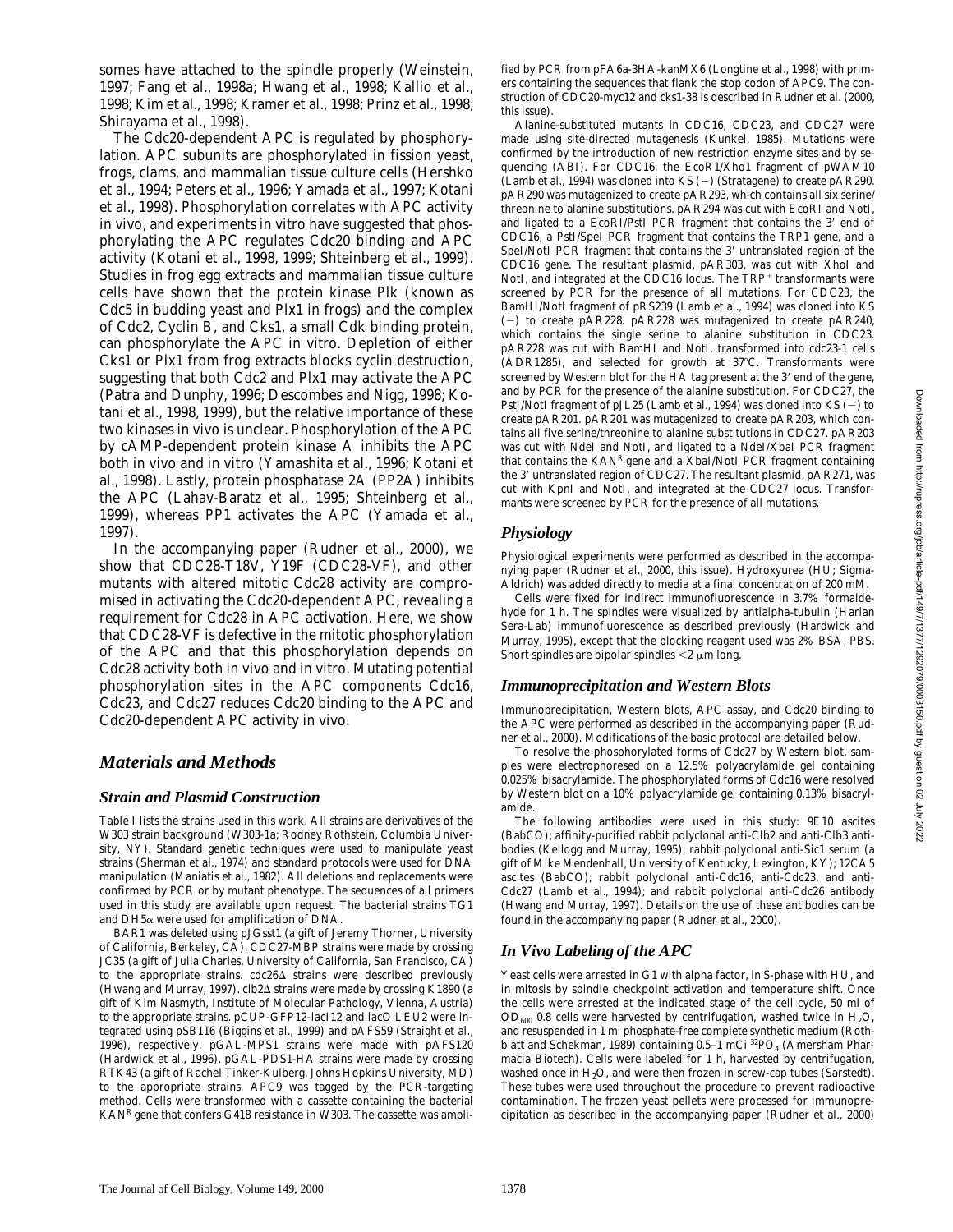somes have attached to the spindle properly (Weinstein, 1997; Fang et al., 1998a; Hwang et al., 1998; Kallio et al., 1998; Kim et al., 1998; Kramer et al., 1998; Prinz et al., 1998; Shirayama et al., 1998).

The Cdc20-dependent APC is regulated by phosphorylation. APC subunits are phosphorylated in fission yeast, frogs, clams, and mammalian tissue culture cells (Hershko et al., 1994; Peters et al., 1996; Yamada et al., 1997; Kotani et al., 1998). Phosphorylation correlates with APC activity in vivo, and experiments in vitro have suggested that phosphorylating the APC regulates Cdc20 binding and APC activity (Kotani et al., 1998, 1999; Shteinberg et al., 1999). Studies in frog egg extracts and mammalian tissue culture cells have shown that the protein kinase Plk (known as Cdc5 in budding yeast and Plx1 in frogs) and the complex of Cdc2, Cyclin B, and Cks1, a small Cdk binding protein, can phosphorylate the APC in vitro. Depletion of either Cks1 or Plx1 from frog extracts blocks cyclin destruction, suggesting that both Cdc2 and Plx1 may activate the APC (Patra and Dunphy, 1996; Descombes and Nigg, 1998; Kotani et al., 1998, 1999), but the relative importance of these two kinases in vivo is unclear. Phosphorylation of the APC by cAMP-dependent protein kinase A inhibits the APC both in vivo and in vitro (Yamashita et al., 1996; Kotani et al., 1998). Lastly, protein phosphatase 2A (PP2A) inhibits the APC (Lahav-Baratz et al., 1995; Shteinberg et al., 1999), whereas PP1 activates the APC (Yamada et al., 1997).

In the accompanying paper (Rudner et al., 2000), we show that CDC28-T18V, Y19F (CDC28-VF), and other mutants with altered mitotic Cdc28 activity are compromised in activating the Cdc20-dependent APC, revealing a requirement for Cdc28 in APC activation. Here, we show that CDC28-VF is defective in the mitotic phosphorylation of the APC and that this phosphorylation depends on Cdc28 activity both in vivo and in vitro. Mutating potential phosphorylation sites in the APC components Cdc16, Cdc23, and Cdc27 reduces Cdc20 binding to the APC and Cdc20-dependent APC activity in vivo.

## Materials and Methods

### Strain and Plasmid Construction

Table I lists the strains used in this work. All strains are derivatives of the W303 strain background (W303-1a; Rodney Rothstein, Columbia University, NY). Standard genetic techniques were used to manipulate yeast strains (Sherman et al., 1974) and standard protocols were used for DNA manipulation (Maniatis et al., 1982). All deletions and replacements were confirmed by PCR or by mutant phenotype. The sequences of all primers used in this study are available upon request. The bacterial strains TG1 and DH5α were used for amplification of DNA.

BAR1 was deleted using pJGsst1 (a gift of Jeremy Thorner, University of California, Berkeley, CA). CDC27-MBP strains were made by crossing JC35 (a gift of Julia Charles, University of California, San Francisco, CA) to the appropriate strains. cdc26Δ strains were described previously (Hwang and Murray, 1997). clb2Δ strains were made by crossing K1890 (a gift of Kim Nasmyth, Institute of Molecular Pathology, Vienna, Austria) to the appropriate strains. pCUP-GFP12-lacI12 and lacO:LEU2 were integrated using pSB116 (Biggins et al., 1999) and pAFS59 (Straight et al., 1996), respectively. pGAL-MPS1 strains were made with pAFS120 (Hardwick et al., 1996). pGAL-PDS1-HA strains were made by crossing RTK43 (a gift of Rachel Tinker-Kulberg, Johns Hopkins University, MD) to the appropriate strains. APC9 was tagged by the PCR-targeting method. Cells were transformed with a cassette containing the bacterial KAN[R] gene that confers G418 resistance in W303. The cassette was amplified by PCR from pFA6a-3HA-kanMX6 (Longtine et al., 1998) with primers containing the sequences that flank the stop codon of APC9. The construction of CDC20-myc12 and cks1-38 is described in Rudner et al. (2000, this issue).

Alanine-substituted mutants in CDC16, CDC23, and CDC27 were made using site-directed mutagenesis (Kunkel, 1985). Mutations were confirmed by the introduction of new restriction enzyme sites and by sequencing (ABI). For CDC16, the EcoR1/Xho1 fragment of pWAM10 (Lamb et al., 1994) was cloned into KS (−) (Stratagene) to create pAR290. pAR290 was mutagenized to create pAR293, which contains all six serine/threonine to alanine substitutions. pAR294 was cut with EcoRI and NotI, and ligated to a EcoRI/PstI PCR fragment that contains the 3′ end of CDC16, a PstI/SpeI PCR fragment that contains the TRP1 gene, and a SpeI/NotI PCR fragment that contains the 3′ untranslated region of the CDC16 gene. The resultant plasmid, pAR303, was cut with XhoI and NotI, and integrated at the CDC16 locus. The TRP[+] transformants were screened by PCR for the presence of all mutations. For CDC23, the BamHI/NotI fragment of pRS239 (Lamb et al., 1994) was cloned into KS (−) to create pAR228. pAR228 was mutagenized to create pAR240, which contains the single serine to alanine substitution in CDC23. pAR228 was cut with BamHI and NotI, transformed into cdc23-1 cells (ADR1285), and selected for growth at 37°C. Transformants were screened by Western blot for the HA tag present at the 3′ end of the gene, and by PCR for the presence of the alanine substitution. For CDC27, the PstI/NotI fragment of pJL25 (Lamb et al., 1994) was cloned into KS (−) to create pAR201. pAR201 was mutagenized to create pAR203, which contains all five serine/threonine to alanine substitutions in CDC27. pAR203 was cut with NdeI and NotI, and ligated to a NdeI/XbaI PCR fragment that contains the KAN[R] gene and a XbaI/NotI PCR fragment containing the 3′ untranslated region of CDC27. The resultant plasmid, pAR271, was cut with KpnI and NotI, and integrated at the CDC27 locus. Transformants were screened by PCR for the presence of all mutations.

### Physiology

Physiological experiments were performed as described in the accompanying paper (Rudner et al., 2000, this issue). Hydroxyurea (HU; Sigma-Aldrich) was added directly to media at a final concentration of 200 mM.

Cells were fixed for indirect immunofluorescence in 3.7% formaldehyde for 1 h. The spindles were visualized by antialpha-tubulin (Harlan Sera-Lab) immunofluorescence as described previously (Hardwick and Murray, 1995), except that the blocking reagent used was 2% BSA, PBS. Short spindles are bipolar spindles <2 μm long.

### Immunoprecipitation and Western Blots

Immunoprecipitation, Western blots, APC assay, and Cdc20 binding to the APC were performed as described in the accompanying paper (Rudner et al., 2000). Modifications of the basic protocol are detailed below.

To resolve the phosphorylated forms of Cdc27 by Western blot, samples were electrophoresed on a 12.5% polyacrylamide gel containing 0.025% bisacrylamide. The phosphorylated forms of Cdc16 were resolved by Western blot on a 10% polyacrylamide gel containing 0.13% bisacrylamide.

The following antibodies were used in this study: 9E10 ascites (BabCO); affinity-purified rabbit polyclonal anti-Clb2 and anti-Clb3 antibodies (Kellogg and Murray, 1995); rabbit polyclonal anti-Sic1 serum (a gift of Mike Mendenhall, University of Kentucky, Lexington, KY); 12CA5 ascites (BabCO); rabbit polyclonal anti-Cdc16, anti-Cdc23, and anti-Cdc27 (Lamb et al., 1994); and rabbit polyclonal anti-Cdc26 antibody (Hwang and Murray, 1997). Details on the use of these antibodies can be found in the accompanying paper (Rudner et al., 2000).

### In Vivo Labeling of the APC

Yeast cells were arrested in G1 with alpha factor, in S-phase with HU, and in mitosis by spindle checkpoint activation and temperature shift. Once the cells were arrested at the indicated stage of the cell cycle, 50 ml of $OD_{600}$ 0.8 cells were harvested by centrifugation, washed twice in $H_2O$, and resuspended in 1 ml phosphate-free complete synthetic medium (Rothblatt and Schekman, 1989) containing 0.5–1 mCi $^{32}PO_4$ (Amersham Pharmacia Biotech). Cells were labeled for 1 h, harvested by centrifugation, washed once in $H_2O$, and were then frozen in screw-cap tubes (Sarstedt). These tubes were used throughout the procedure to prevent radioactive contamination. The frozen yeast pellets were processed for immunoprecipitation as described in the accompanying paper (Rudner et al., 2000)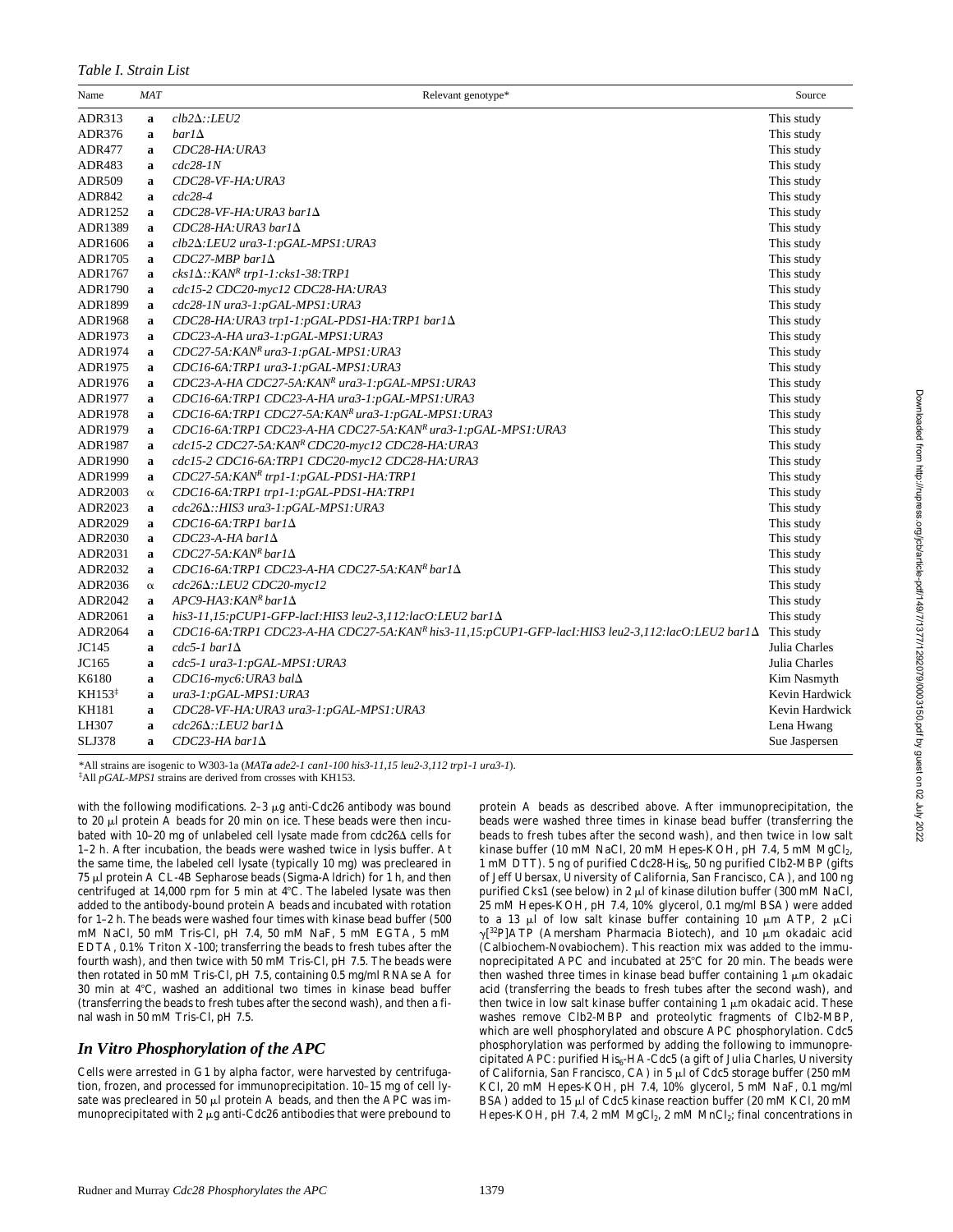*Table I. Strain List*

| Name | *MAT* | Relevant genotype* | Source |
|---|---|---|---|
| ADR313 | **a** | *clb2Δ::LEU2* | This study |
| ADR376 | **a** | *bar1Δ* | This study |
| ADR477 | **a** | *CDC28-HA:URA3* | This study |
| ADR483 | **a** | *cdc28-1N* | This study |
| ADR509 | **a** | *CDC28-VF-HA:URA3* | This study |
| ADR842 | **a** | *cdc28-4* | This study |
| ADR1252 | **a** | *CDC28-VF-HA:URA3 bar1Δ* | This study |
| ADR1389 | **a** | *CDC28-HA:URA3 bar1Δ* | This study |
| ADR1606 | **a** | *clb2Δ:LEU2 ura3-1:pGAL-MPS1:URA3* | This study |
| ADR1705 | **a** | *CDC27-MBP bar1Δ* | This study |
| ADR1767 | **a** | *cks1Δ::KAN^R trp1-1:cks1-38:TRP1* | This study |
| ADR1790 | **a** | *cdc15-2 CDC20-myc12 CDC28-HA:URA3* | This study |
| ADR1899 | **a** | *cdc28-1N ura3-1:pGAL-MPS1:URA3* | This study |
| ADR1968 | **a** | *CDC28-HA:URA3 trp1-1:pGAL-PDS1-HA:TRP1 bar1Δ* | This study |
| ADR1973 | **a** | *CDC23-A-HA ura3-1:pGAL-MPS1:URA3* | This study |
| ADR1974 | **a** | *CDC27-5A:KAN^R ura3-1:pGAL-MPS1:URA3* | This study |
| ADR1975 | **a** | *CDC16-6A:TRP1 ura3-1:pGAL-MPS1:URA3* | This study |
| ADR1976 | **a** | *CDC23-A-HA CDC27-5A:KAN^R ura3-1:pGAL-MPS1:URA3* | This study |
| ADR1977 | **a** | *CDC16-6A:TRP1 CDC23-A-HA ura3-1:pGAL-MPS1:URA3* | This study |
| ADR1978 | **a** | *CDC16-6A:TRP1 CDC27-5A:KAN^R ura3-1:pGAL-MPS1:URA3* | This study |
| ADR1979 | **a** | *CDC16-6A:TRP1 CDC23-A-HA CDC27-5A:KAN^R ura3-1:pGAL-MPS1:URA3* | This study |
| ADR1987 | **a** | *cdc15-2 CDC27-5A:KAN^R CDC20-myc12 CDC28-HA:URA3* | This study |
| ADR1990 | **a** | *cdc15-2 CDC16-6A:TRP1 CDC20-myc12 CDC28-HA:URA3* | This study |
| ADR1999 | **a** | *CDC27-5A:KAN^R trp1-1:pGAL-PDS1-HA:TRP1* | This study |
| ADR2003 | α | *CDC16-6A:TRP1 trp1-1:pGAL-PDS1-HA:TRP1* | This study |
| ADR2023 | **a** | *cdc26Δ::HIS3 ura3-1:pGAL-MPS1:URA3* | This study |
| ADR2029 | **a** | *CDC16-6A:TRP1 bar1Δ* | This study |
| ADR2030 | **a** | *CDC23-A-HA bar1Δ* | This study |
| ADR2031 | **a** | *CDC27-5A:KAN^R bar1Δ* | This study |
| ADR2032 | **a** | *CDC16-6A:TRP1 CDC23-A-HA CDC27-5A:KAN^R bar1Δ* | This study |
| ADR2036 | α | *cdc26Δ::LEU2 CDC20-myc12* | This study |
| ADR2042 | **a** | *APC9-HA3:KAN^R bar1Δ* | This study |
| ADR2061 | **a** | *his3-11,15:pCUP1-GFP-lacI:HIS3 leu2-3,112:lacO:LEU2 bar1Δ* | This study |
| ADR2064 | **a** | *CDC16-6A:TRP1 CDC23-A-HA CDC27-5A:KAN^R his3-11,15:pCUP1-GFP-lacI:HIS3 leu2-3,112:lacO:LEU2 bar1Δ* | This study |
| JC145 | **a** | *cdc5-1 bar1Δ* | Julia Charles |
| JC165 | **a** | *cdc5-1 ura3-1:pGAL-MPS1:URA3* | Julia Charles |
| K6180 | **a** | *CDC16-myc6:URA3 balΔ* | Kim Nasmyth |
| KH153‡ | **a** | *ura3-1:pGAL-MPS1:URA3* | Kevin Hardwick |
| KH181 | **a** | *CDC28-VF-HA:URA3 ura3-1:pGAL-MPS1:URA3* | Kevin Hardwick |
| LH307 | **a** | *cdc26Δ::LEU2 bar1Δ* | Lena Hwang |
| SLJ378 | **a** | *CDC23-HA bar1Δ* | Sue Jaspersen |

*All strains are isogenic to W303-1a (*MAT**a** ade2-1 can1-100 his3-11,15 leu2-3,112 trp1-1 ura3-1*).

‡All *pGAL-MPS1* strains are derived from crosses with KH153.

with the following modifications. 2–3 μg anti-Cdc26 antibody was bound to 20 μl protein A beads for 20 min on ice. These beads were then incubated with 10–20 mg of unlabeled cell lysate made from cdc26Δ cells for 1–2 h. After incubation, the beads were washed twice in lysis buffer. At the same time, the labeled cell lysate (typically 10 mg) was precleared in 75 μl protein A CL-4B Sepharose beads (Sigma-Aldrich) for 1 h, and then centrifuged at 14,000 rpm for 5 min at 4°C. The labeled lysate was then added to the antibody-bound protein A beads and incubated with rotation for 1–2 h. The beads were washed four times with kinase bead buffer (500 mM NaCl, 50 mM Tris-Cl, pH 7.4, 50 mM NaF, 5 mM EGTA, 5 mM EDTA, 0.1% Triton X-100; transferring the beads to fresh tubes after the fourth wash), and then twice with 50 mM Tris-Cl, pH 7.5. The beads were then rotated in 50 mM Tris-Cl, pH 7.5, containing 0.5 mg/ml RNAse A for 30 min at 4°C, washed an additional two times in kinase bead buffer (transferring the beads to fresh tubes after the second wash), and then a final wash in 50 mM Tris-Cl, pH 7.5.

## *In Vitro Phosphorylation of the APC*

Cells were arrested in G1 by alpha factor, were harvested by centrifugation, frozen, and processed for immunoprecipitation. 10–15 mg of cell lysate was precleared in 50 μl protein A beads, and then the APC was immunoprecipitated with 2 μg anti-Cdc26 antibodies that were prebound to protein A beads as described above. After immunoprecipitation, the beads were washed three times in kinase bead buffer (transferring the beads to fresh tubes after the second wash), and then twice in low salt kinase buffer (10 mM NaCl, 20 mM Hepes-KOH, pH 7.4, 5 mM $MgCl_2$, 1 mM DTT). 5 ng of purified Cdc28-$His_6$, 50 ng purified Clb2-MBP (gifts of Jeff Ubersax, University of California, San Francisco, CA), and 100 ng purified Cks1 (see below) in 2 μl of kinase dilution buffer (300 mM NaCl, 25 mM Hepes-KOH, pH 7.4, 10% glycerol, 0.1 mg/ml BSA) were added to a 13 μl of low salt kinase buffer containing 10 μm ATP, 2 μCi γ[$^{32}$P]ATP (Amersham Pharmacia Biotech), and 10 μm okadaic acid (Calbiochem-Novabiochem). This reaction mix was added to the immunoprecipitated APC and incubated at 25°C for 20 min. The beads were then washed three times in kinase bead buffer containing 1 μm okadaic acid (transferring the beads to fresh tubes after the second wash), and then twice in low salt kinase buffer containing 1 μm okadaic acid. These washes remove Clb2-MBP and proteolytic fragments of Clb2-MBP, which are well phosphorylated and obscure APC phosphorylation. Cdc5 phosphorylation was performed by adding the following to immunoprecipitated APC: purified $His_6$-HA-Cdc5 (a gift of Julia Charles, University of California, San Francisco, CA) in 5 μl of Cdc5 storage buffer (250 mM KCl, 20 mM Hepes-KOH, pH 7.4, 10% glycerol, 5 mM NaF, 0.1 mg/ml BSA) added to 15 μl of Cdc5 kinase reaction buffer (20 mM KCl, 20 mM Hepes-KOH, pH 7.4, 2 mM $MgCl_2$, 2 mM $MnCl_2$; final concentrations in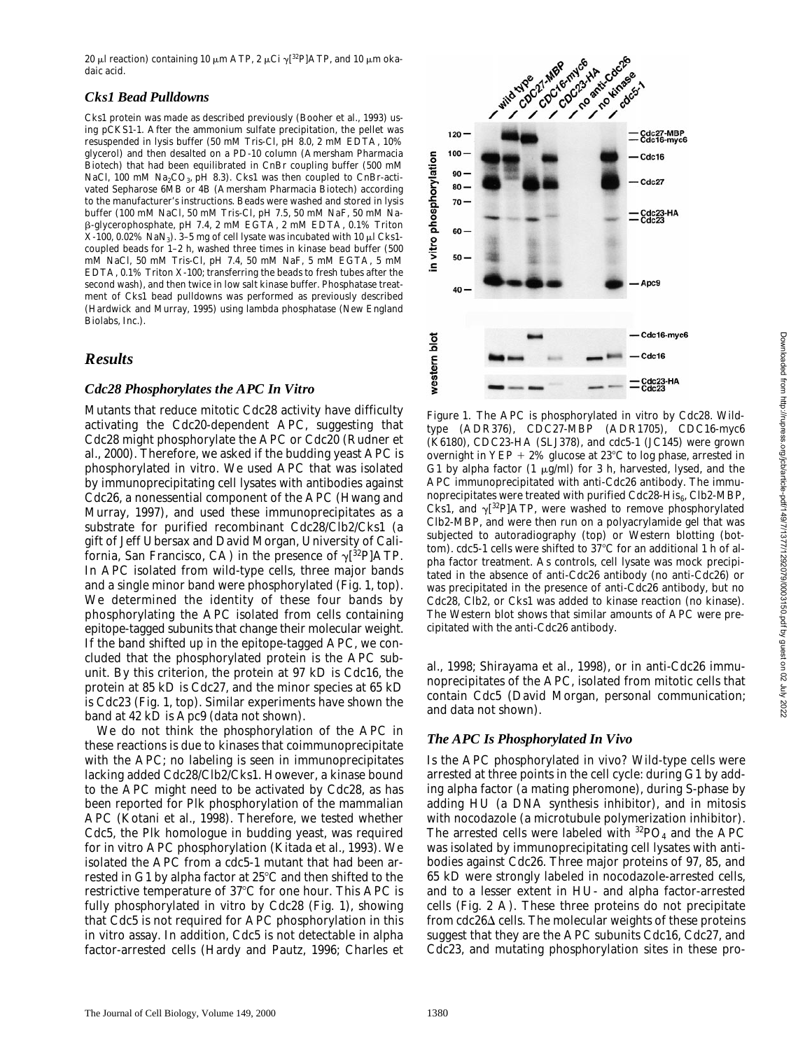20 μl reaction) containing 10 μm ATP, 2 μCi $\gamma$[$^{32}$P]ATP, and 10 μm okadaic acid.

### Cks1 Bead Pulldowns

Cks1 protein was made as described previously (Booher et al., 1993) using pCKS1-1. After the ammonium sulfate precipitation, the pellet was resuspended in lysis buffer (50 mM Tris-Cl, pH 8.0, 2 mM EDTA, 10% glycerol) and then desalted on a PD-10 column (Amersham Pharmacia Biotech) that had been equilibrated in CnBr coupling buffer (500 mM NaCl, 100 mM $Na_2CO_3$, pH 8.3). Cks1 was then coupled to CnBr-activated Sepharose 6MB or 4B (Amersham Pharmacia Biotech) according to the manufacturer's instructions. Beads were washed and stored in lysis buffer (100 mM NaCl, 50 mM Tris-Cl, pH 7.5, 50 mM NaF, 50 mM Na-β-glycerophosphate, pH 7.4, 2 mM EGTA, 2 mM EDTA, 0.1% Triton X-100, 0.02% $NaN_3$). 3–5 mg of cell lysate was incubated with 10 μl Cks1-coupled beads for 1–2 h, washed three times in kinase bead buffer (500 mM NaCl, 50 mM Tris-Cl, pH 7.4, 50 mM NaF, 5 mM EGTA, 5 mM EDTA, 0.1% Triton X-100; transferring the beads to fresh tubes after the second wash), and then twice in low salt kinase buffer. Phosphatase treatment of Cks1 bead pulldowns was performed as previously described (Hardwick and Murray, 1995) using lambda phosphatase (New England Biolabs, Inc.).

## Results

### Cdc28 Phosphorylates the APC In Vitro

Mutants that reduce mitotic Cdc28 activity have difficulty activating the Cdc20-dependent APC, suggesting that Cdc28 might phosphorylate the APC or Cdc20 (Rudner et al., 2000). Therefore, we asked if the budding yeast APC is phosphorylated in vitro. We used APC that was isolated by immunoprecipitating cell lysates with antibodies against Cdc26, a nonessential component of the APC (Hwang and Murray, 1997), and used these immunoprecipitates as a substrate for purified recombinant Cdc28/Clb2/Cks1 (a gift of Jeff Ubersax and David Morgan, University of California, San Francisco, CA) in the presence of $\gamma$[$^{32}$P]ATP. In APC isolated from wild-type cells, three major bands and a single minor band were phosphorylated (Fig. 1, top). We determined the identity of these four bands by phosphorylating the APC isolated from cells containing epitope-tagged subunits that change their molecular weight. If the band shifted up in the epitope-tagged APC, we concluded that the phosphorylated protein is the APC subunit. By this criterion, the protein at 97 kD is Cdc16, the protein at 85 kD is Cdc27, and the minor species at 65 kD is Cdc23 (Fig. 1, top). Similar experiments have shown the band at 42 kD is Apc9 (data not shown).

We do not think the phosphorylation of the APC in these reactions is due to kinases that coimmunoprecipitate with the APC; no labeling is seen in immunoprecipitates lacking added Cdc28/Clb2/Cks1. However, a kinase bound to the APC might need to be activated by Cdc28, as has been reported for Plk phosphorylation of the mammalian APC (Kotani et al., 1998). Therefore, we tested whether Cdc5, the Plk homologue in budding yeast, was required for in vitro APC phosphorylation (Kitada et al., 1993). We isolated the APC from a cdc5-1 mutant that had been arrested in G1 by alpha factor at 25°C and then shifted to the restrictive temperature of 37°C for one hour. This APC is fully phosphorylated in vitro by Cdc28 (Fig. 1), showing that Cdc5 is not required for APC phosphorylation in this in vitro assay. In addition, Cdc5 is not detectable in alpha factor-arrested cells (Hardy and Pautz, 1996; Charles et al., 1998; Shirayama et al., 1998), or in anti-Cdc26 immunoprecipitates of the APC, isolated from mitotic cells that contain Cdc5 (David Morgan, personal communication; and data not shown).

Figure 1. The APC is phosphorylated in vitro by Cdc28. Wild-type (ADR376), CDC27-MBP (ADR1705), CDC16-myc6 (K6180), CDC23-HA (SLJ378), and cdc5-1 (JC145) were grown overnight in YEP + 2% glucose at 23°C to log phase, arrested in G1 by alpha factor (1 μg/ml) for 3 h, harvested, lysed, and the APC immunoprecipitated with anti-Cdc26 antibody. The immunoprecipitates were treated with purified Cdc28-His$_6$, Clb2-MBP, Cks1, and $\gamma$[$^{32}$P]ATP, were washed to remove phosphorylated Clb2-MBP, and were then run on a polyacrylamide gel that was subjected to autoradiography (top) or Western blotting (bottom). cdc5-1 cells were shifted to 37°C for an additional 1 h of alpha factor treatment. As controls, cell lysate was mock precipitated in the absence of anti-Cdc26 antibody (no anti-Cdc26) or was precipitated in the presence of anti-Cdc26 antibody, but no Cdc28, Clb2, or Cks1 was added to kinase reaction (no kinase). The Western blot shows that similar amounts of APC were precipitated with the anti-Cdc26 antibody.

### The APC Is Phosphorylated In Vivo

Is the APC phosphorylated in vivo? Wild-type cells were arrested at three points in the cell cycle: during G1 by adding alpha factor (a mating pheromone), during S-phase by adding HU (a DNA synthesis inhibitor), and in mitosis with nocodazole (a microtubule polymerization inhibitor). The arrested cells were labeled with $^{32}PO_4$ and the APC was isolated by immunoprecipitating cell lysates with antibodies against Cdc26. Three major proteins of 97, 85, and 65 kD were strongly labeled in nocodazole-arrested cells, and to a lesser extent in HU- and alpha factor-arrested cells (Fig. 2 A). These three proteins do not precipitate from cdc26Δ cells. The molecular weights of these proteins suggest that they are the APC subunits Cdc16, Cdc27, and Cdc23, and mutating phosphorylation sites in these pro-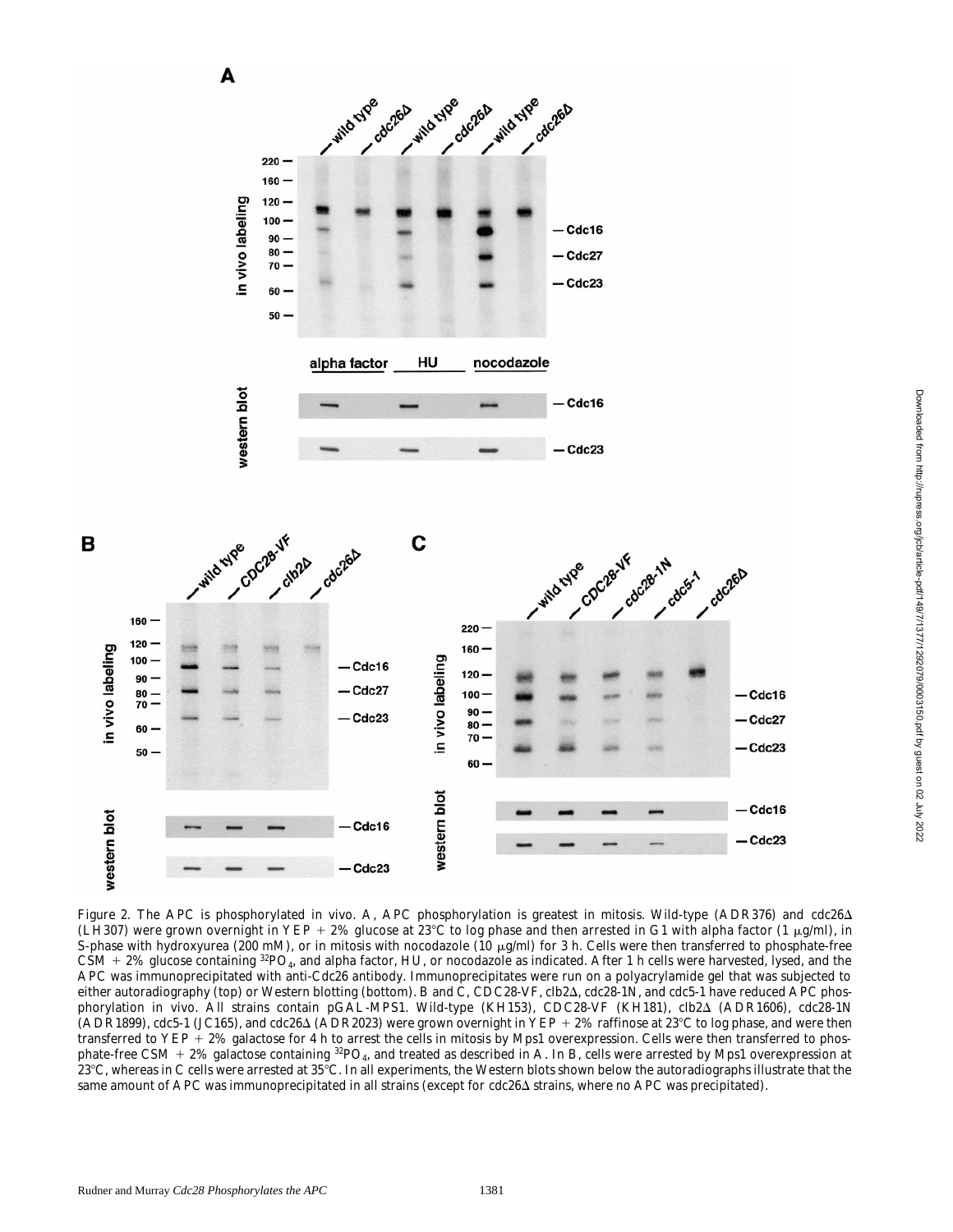Figure 2. The APC is phosphorylated in vivo. A, APC phosphorylation is greatest in mitosis. Wild-type (ADR376) and cdc26Δ (LH307) were grown overnight in YEP + 2% glucose at 23°C to log phase and then arrested in G1 with alpha factor (1 μg/ml), in S-phase with hydroxyurea (200 mM), or in mitosis with nocodazole (10 μg/ml) for 3 h. Cells were then transferred to phosphate-free CSM + 2% glucose containing $^{32}PO_4$, and alpha factor, HU, or nocodazole as indicated. After 1 h cells were harvested, lysed, and the APC was immunoprecipitated with anti-Cdc26 antibody. Immunoprecipitates were run on a polyacrylamide gel that was subjected to either autoradiography (top) or Western blotting (bottom). B and C, CDC28-VF, clb2Δ, cdc28-1N, and cdc5-1 have reduced APC phosphorylation in vivo. All strains contain pGAL-MPS1. Wild-type (KH153), CDC28-VF (KH181), clb2Δ (ADR1606), cdc28-1N (ADR1899), cdc5-1 (JC165), and cdc26Δ (ADR2023) were grown overnight in YEP + 2% raffinose at 23°C to log phase, and were then transferred to YEP + 2% galactose for 4 h to arrest the cells in mitosis by Mps1 overexpression. Cells were then transferred to phosphate-free CSM + 2% galactose containing $^{32}PO_4$, and treated as described in A. In B, cells were arrested by Mps1 overexpression at 23°C, whereas in C cells were arrested at 35°C. In all experiments, the Western blots shown below the autoradiographs illustrate that the same amount of APC was immunoprecipitated in all strains (except for cdc26Δ strains, where no APC was precipitated).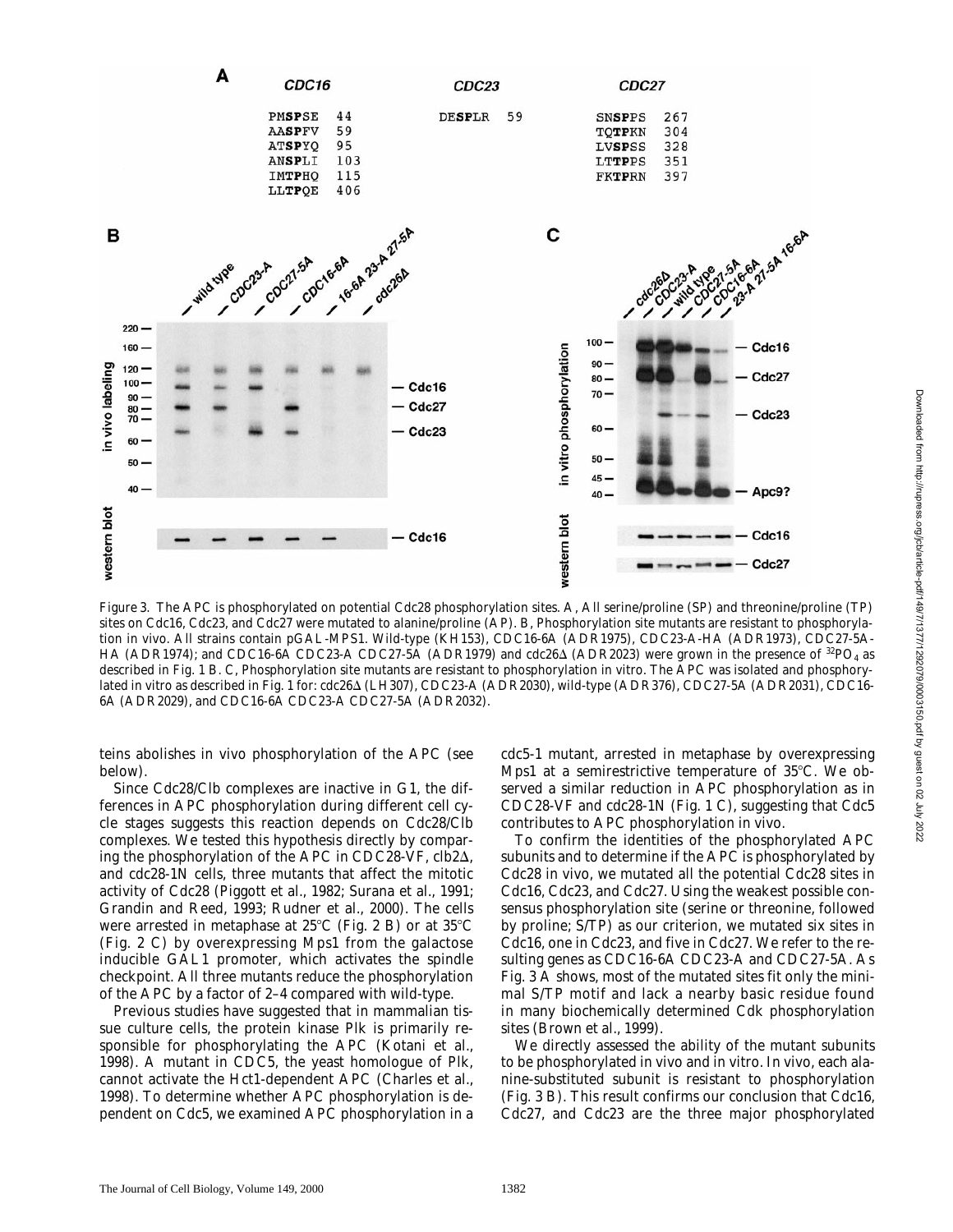Figure 3. The APC is phosphorylated on potential Cdc28 phosphorylation sites. A, All serine/proline (SP) and threonine/proline (TP) sites on Cdc16, Cdc23, and Cdc27 were mutated to alanine/proline (AP). B, Phosphorylation site mutants are resistant to phosphorylation in vivo. All strains contain pGAL-MPS1. Wild-type (KH153), CDC16-6A (ADR1975), CDC23-A-HA (ADR1973), CDC27-5A-HA (ADR1974); and CDC16-6A CDC23-A CDC27-5A (ADR1979) and cdc26Δ (ADR2023) were grown in the presence of $^{32}PO_4$ as described in Fig. 1 B. C, Phosphorylation site mutants are resistant to phosphorylation in vitro. The APC was isolated and phosphorylated in vitro as described in Fig. 1 for: cdc26Δ (LH307), CDC23-A (ADR2030), wild-type (ADR376), CDC27-5A (ADR2031), CDC16-6A (ADR2029), and CDC16-6A CDC23-A CDC27-5A (ADR2032).

teins abolishes in vivo phosphorylation of the APC (see below).

Since Cdc28/Clb complexes are inactive in G1, the differences in APC phosphorylation during different cell cycle stages suggests this reaction depends on Cdc28/Clb complexes. We tested this hypothesis directly by comparing the phosphorylation of the APC in CDC28-VF, clb2Δ, and cdc28-1N cells, three mutants that affect the mitotic activity of Cdc28 (Piggott et al., 1982; Surana et al., 1991; Grandin and Reed, 1993; Rudner et al., 2000). The cells were arrested in metaphase at 25°C (Fig. 2 B) or at 35°C (Fig. 2 C) by overexpressing Mps1 from the galactose inducible GAL1 promoter, which activates the spindle checkpoint. All three mutants reduce the phosphorylation of the APC by a factor of 2–4 compared with wild-type.

Previous studies have suggested that in mammalian tissue culture cells, the protein kinase Plk is primarily responsible for phosphorylating the APC (Kotani et al., 1998). A mutant in CDC5, the yeast homologue of Plk, cannot activate the Hct1-dependent APC (Charles et al., 1998). To determine whether APC phosphorylation is dependent on Cdc5, we examined APC phosphorylation in a cdc5-1 mutant, arrested in metaphase by overexpressing Mps1 at a semirestrictive temperature of 35°C. We observed a similar reduction in APC phosphorylation as in CDC28-VF and cdc28-1N (Fig. 1 C), suggesting that Cdc5 contributes to APC phosphorylation in vivo.

To confirm the identities of the phosphorylated APC subunits and to determine if the APC is phosphorylated by Cdc28 in vivo, we mutated all the potential Cdc28 sites in Cdc16, Cdc23, and Cdc27. Using the weakest possible consensus phosphorylation site (serine or threonine, followed by proline; S/TP) as our criterion, we mutated six sites in Cdc16, one in Cdc23, and five in Cdc27. We refer to the resulting genes as CDC16-6A CDC23-A and CDC27-5A. As Fig. 3 A shows, most of the mutated sites fit only the minimal S/TP motif and lack a nearby basic residue found in many biochemically determined Cdk phosphorylation sites (Brown et al., 1999).

We directly assessed the ability of the mutant subunits to be phosphorylated in vivo and in vitro. In vivo, each alanine-substituted subunit is resistant to phosphorylation (Fig. 3 B). This result confirms our conclusion that Cdc16, Cdc27, and Cdc23 are the three major phosphorylated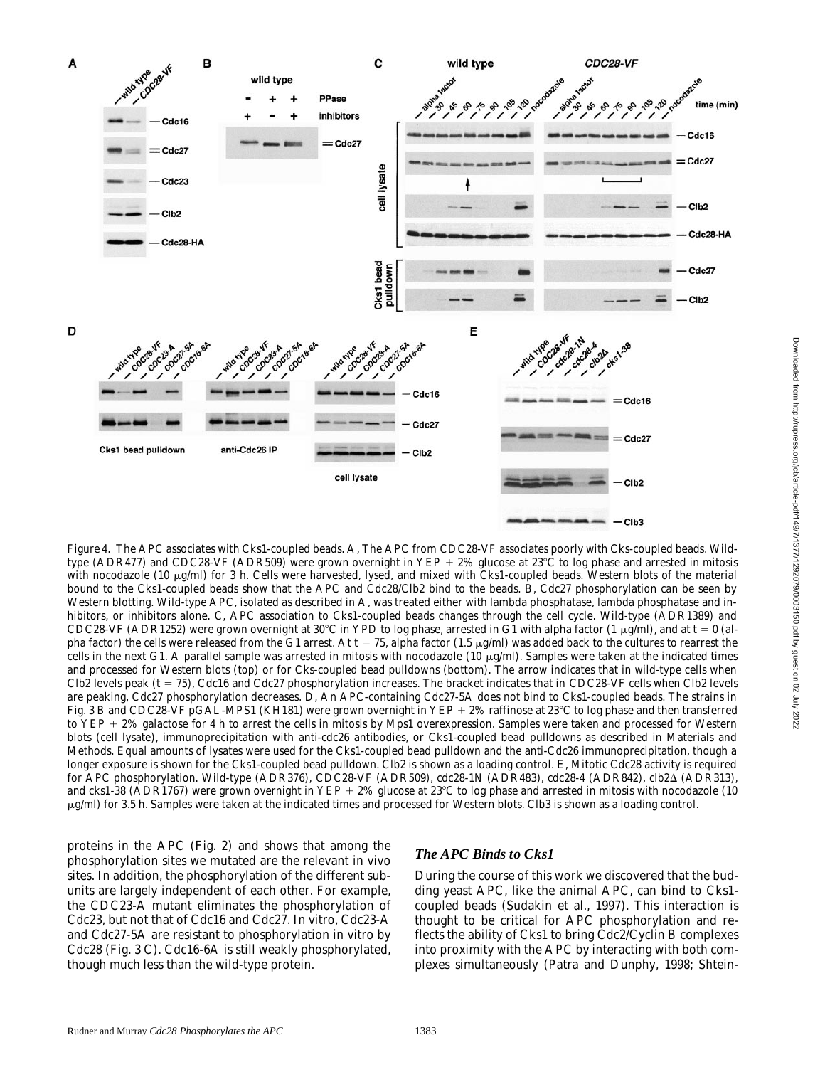Figure 4. The APC associates with Cks1-coupled beads. A, The APC from CDC28-VF associates poorly with Cks-coupled beads. Wild-type (ADR477) and CDC28-VF (ADR509) were grown overnight in YEP + 2% glucose at 23°C to log phase and arrested in mitosis with nocodazole (10 μg/ml) for 3 h. Cells were harvested, lysed, and mixed with Cks1-coupled beads. Western blots of the material bound to the Cks1-coupled beads show that the APC and Cdc28/Clb2 bind to the beads. B, Cdc27 phosphorylation can be seen by Western blotting. Wild-type APC, isolated as described in A, was treated either with lambda phosphatase, lambda phosphatase and inhibitors, or inhibitors alone. C, APC association to Cks1-coupled beads changes through the cell cycle. Wild-type (ADR1389) and CDC28-VF (ADR1252) were grown overnight at 30°C in YPD to log phase, arrested in G1 with alpha factor (1 μg/ml), and at t = 0 (alpha factor) the cells were released from the G1 arrest. At t = 75, alpha factor (1.5 μg/ml) was added back to the cultures to rearrest the cells in the next G1. A parallel sample was arrested in mitosis with nocodazole (10 μg/ml). Samples were taken at the indicated times and processed for Western blots (top) or for Cks-coupled bead pulldowns (bottom). The arrow indicates that in wild-type cells when Clb2 levels peak (t = 75), Cdc16 and Cdc27 phosphorylation increases. The bracket indicates that in CDC28-VF cells when Clb2 levels are peaking, Cdc27 phosphorylation decreases. D, An APC-containing Cdc27-5A does not bind to Cks1-coupled beads. The strains in Fig. 3 B and CDC28-VF pGAL-MPS1 (KH181) were grown overnight in YEP + 2% raffinose at 23°C to log phase and then transferred to YEP + 2% galactose for 4 h to arrest the cells in mitosis by Mps1 overexpression. Samples were taken and processed for Western blots (cell lysate), immunoprecipitation with anti-cdc26 antibodies, or Cks1-coupled bead pulldowns as described in Materials and Methods. Equal amounts of lysates were used for the Cks1-coupled bead pulldown and the anti-Cdc26 immunoprecipitation, though a longer exposure is shown for the Cks1-coupled bead pulldown. Clb2 is shown as a loading control. E, Mitotic Cdc28 activity is required for APC phosphorylation. Wild-type (ADR376), CDC28-VF (ADR509), cdc28-1N (ADR483), cdc28-4 (ADR842), clb2Δ (ADR313), and cks1-38 (ADR1767) were grown overnight in YEP + 2% glucose at 23°C to log phase and arrested in mitosis with nocodazole (10 μg/ml) for 3.5 h. Samples were taken at the indicated times and processed for Western blots. Clb3 is shown as a loading control.

proteins in the APC (Fig. 2) and shows that among the phosphorylation sites we mutated are the relevant in vivo sites. In addition, the phosphorylation of the different subunits are largely independent of each other. For example, the CDC23-A mutant eliminates the phosphorylation of Cdc23, but not that of Cdc16 and Cdc27. In vitro, Cdc23-A and Cdc27-5A are resistant to phosphorylation in vitro by Cdc28 (Fig. 3 C). Cdc16-6A is still weakly phosphorylated, though much less than the wild-type protein.

### The APC Binds to Cks1

During the course of this work we discovered that the budding yeast APC, like the animal APC, can bind to Cks1-coupled beads (Sudakin et al., 1997). This interaction is thought to be critical for APC phosphorylation and reflects the ability of Cks1 to bring Cdc2/Cyclin B complexes into proximity with the APC by interacting with both complexes simultaneously (Patra and Dunphy, 1998; Shtein-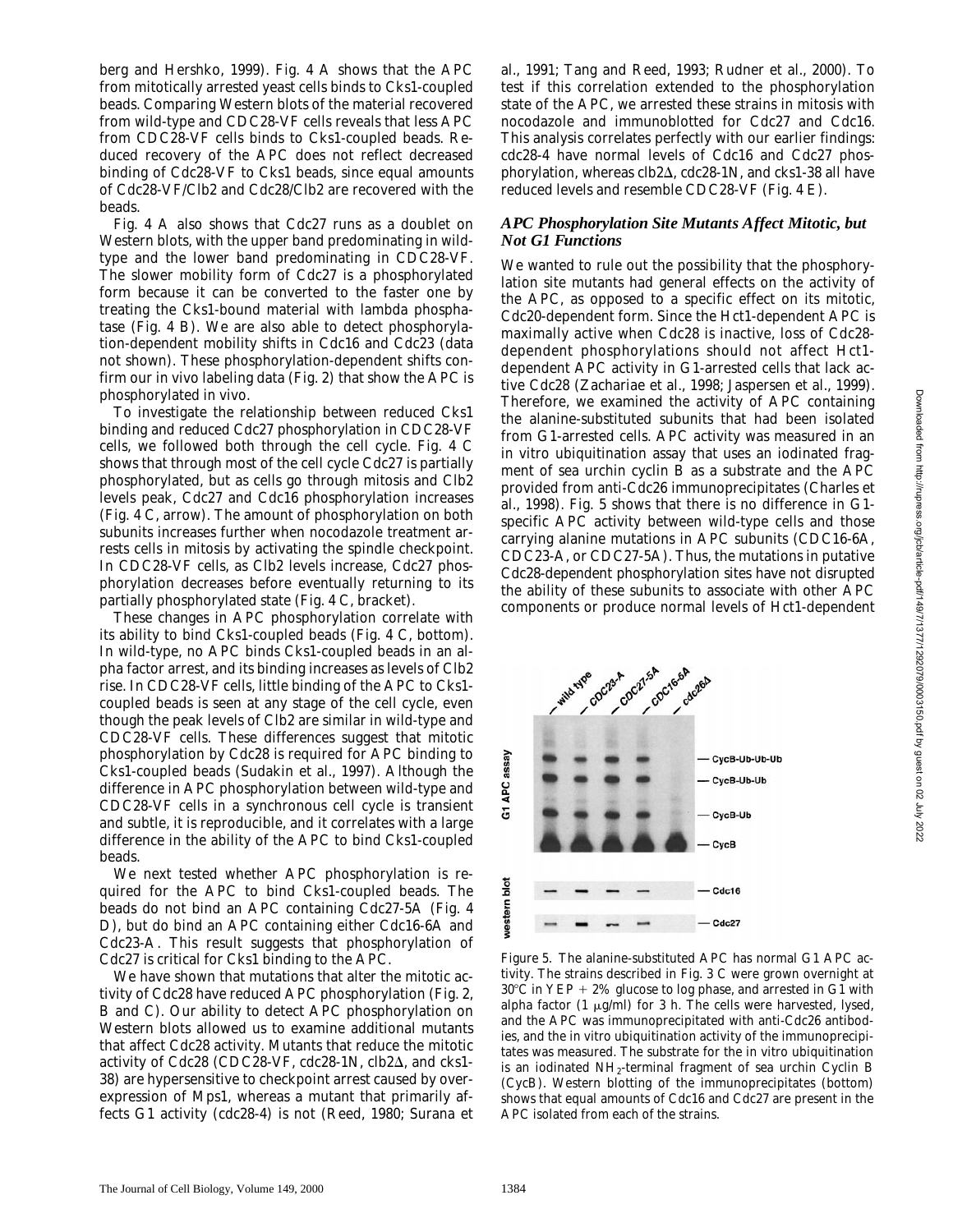berg and Hershko, 1999). Fig. 4 A shows that the APC from mitotically arrested yeast cells binds to Cks1-coupled beads. Comparing Western blots of the material recovered from wild-type and CDC28-VF cells reveals that less APC from CDC28-VF cells binds to Cks1-coupled beads. Reduced recovery of the APC does not reflect decreased binding of Cdc28-VF to Cks1 beads, since equal amounts of Cdc28-VF/Clb2 and Cdc28/Clb2 are recovered with the beads.

Fig. 4 A also shows that Cdc27 runs as a doublet on Western blots, with the upper band predominating in wild-type and the lower band predominating in CDC28-VF. The slower mobility form of Cdc27 is a phosphorylated form because it can be converted to the faster one by treating the Cks1-bound material with lambda phosphatase (Fig. 4 B). We are also able to detect phosphorylation-dependent mobility shifts in Cdc16 and Cdc23 (data not shown). These phosphorylation-dependent shifts confirm our in vivo labeling data (Fig. 2) that show the APC is phosphorylated in vivo.

To investigate the relationship between reduced Cks1 binding and reduced Cdc27 phosphorylation in CDC28-VF cells, we followed both through the cell cycle. Fig. 4 C shows that through most of the cell cycle Cdc27 is partially phosphorylated, but as cells go through mitosis and Clb2 levels peak, Cdc27 and Cdc16 phosphorylation increases (Fig. 4 C, arrow). The amount of phosphorylation on both subunits increases further when nocodazole treatment arrests cells in mitosis by activating the spindle checkpoint. In CDC28-VF cells, as Clb2 levels increase, Cdc27 phosphorylation decreases before eventually returning to its partially phosphorylated state (Fig. 4 C, bracket).

These changes in APC phosphorylation correlate with its ability to bind Cks1-coupled beads (Fig. 4 C, bottom). In wild-type, no APC binds Cks1-coupled beads in an alpha factor arrest, and its binding increases as levels of Clb2 rise. In CDC28-VF cells, little binding of the APC to Cks1-coupled beads is seen at any stage of the cell cycle, even though the peak levels of Clb2 are similar in wild-type and CDC28-VF cells. These differences suggest that mitotic phosphorylation by Cdc28 is required for APC binding to Cks1-coupled beads (Sudakin et al., 1997). Although the difference in APC phosphorylation between wild-type and CDC28-VF cells in a synchronous cell cycle is transient and subtle, it is reproducible, and it correlates with a large difference in the ability of the APC to bind Cks1-coupled beads.

We next tested whether APC phosphorylation is required for the APC to bind Cks1-coupled beads. The beads do not bind an APC containing Cdc27-5A (Fig. 4 D), but do bind an APC containing either Cdc16-6A and Cdc23-A. This result suggests that phosphorylation of Cdc27 is critical for Cks1 binding to the APC.

We have shown that mutations that alter the mitotic activity of Cdc28 have reduced APC phosphorylation (Fig. 2, B and C). Our ability to detect APC phosphorylation on Western blots allowed us to examine additional mutants that affect Cdc28 activity. Mutants that reduce the mitotic activity of Cdc28 (CDC28-VF, cdc28-1N, clb2Δ, and cks1-38) are hypersensitive to checkpoint arrest caused by overexpression of Mps1, whereas a mutant that primarily affects G1 activity (cdc28-4) is not (Reed, 1980; Surana et al., 1991; Tang and Reed, 1993; Rudner et al., 2000). To test if this correlation extended to the phosphorylation state of the APC, we arrested these strains in mitosis with nocodazole and immunoblotted for Cdc27 and Cdc16. This analysis correlates perfectly with our earlier findings: cdc28-4 have normal levels of Cdc16 and Cdc27 phosphorylation, whereas clb2Δ, cdc28-1N, and cks1-38 all have reduced levels and resemble CDC28-VF (Fig. 4 E).

### *APC Phosphorylation Site Mutants Affect Mitotic, but Not G1 Functions*

We wanted to rule out the possibility that the phosphorylation site mutants had general effects on the activity of the APC, as opposed to a specific effect on its mitotic, Cdc20-dependent form. Since the Hct1-dependent APC is maximally active when Cdc28 is inactive, loss of Cdc28-dependent phosphorylations should not affect Hct1-dependent APC activity in G1-arrested cells that lack active Cdc28 (Zachariae et al., 1998; Jaspersen et al., 1999). Therefore, we examined the activity of APC containing the alanine-substituted subunits that had been isolated from G1-arrested cells. APC activity was measured in an in vitro ubiquitination assay that uses an iodinated fragment of sea urchin cyclin B as a substrate and the APC provided from anti-Cdc26 immunoprecipitates (Charles et al., 1998). Fig. 5 shows that there is no difference in G1-specific APC activity between wild-type cells and those carrying alanine mutations in APC subunits (CDC16-6A, CDC23-A, or CDC27-5A). Thus, the mutations in putative Cdc28-dependent phosphorylation sites have not disrupted the ability of these subunits to associate with other APC components or produce normal levels of Hct1-dependent

Figure 5. The alanine-substituted APC has normal G1 APC activity. The strains described in Fig. 3 C were grown overnight at 30°C in YEP + 2% glucose to log phase, and arrested in G1 with alpha factor (1 μg/ml) for 3 h. The cells were harvested, lysed, and the APC was immunoprecipitated with anti-Cdc26 antibodies, and the in vitro ubiquitination activity of the immunoprecipitates was measured. The substrate for the in vitro ubiquitination is an iodinated $NH_2$-terminal fragment of sea urchin Cyclin B (CycB). Western blotting of the immunoprecipitates (bottom) shows that equal amounts of Cdc16 and Cdc27 are present in the APC isolated from each of the strains.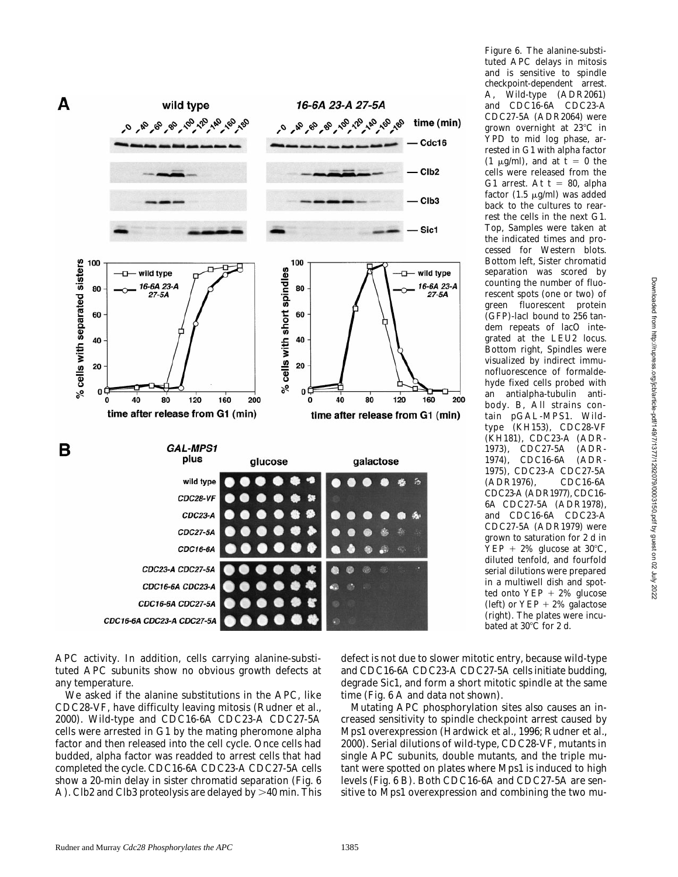Figure 6. The alanine-substituted APC delays in mitosis and is sensitive to spindle checkpoint-dependent arrest. A, Wild-type (ADR2061) and CDC16-6A CDC23-A CDC27-5A (ADR2064) were grown overnight at 23°C in YPD to mid log phase, arrested in G1 with alpha factor (1 μg/ml), and at t = 0 the cells were released from the G1 arrest. At t = 80, alpha factor (1.5 μg/ml) was added back to the cultures to rearrest the cells in the next G1. Top, Samples were taken at the indicated times and processed for Western blots. Bottom left, Sister chromatid separation was scored by counting the number of fluorescent spots (one or two) of green fluorescent protein (GFP)-lacI bound to 256 tandem repeats of lacO integrated at the LEU2 locus. Bottom right, Spindles were visualized by indirect immunofluorescence of formaldehyde fixed cells probed with an antialpha-tubulin antibody. B, All strains contain pGAL-MPS1. Wild-type (KH153), CDC28-VF (KH181), CDC23-A (ADR-1973), CDC27-5A (ADR-1974), CDC16-6A (ADR-1975), CDC23-A CDC27-5A (ADR1976), CDC16-6A CDC23-A (ADR1977), CDC16-6A CDC27-5A (ADR1978), and CDC16-6A CDC23-A CDC27-5A (ADR1979) were grown to saturation for 2 d in YEP + 2% glucose at 30°C, diluted tenfold, and fourfold serial dilutions were prepared in a multiwell dish and spotted onto YEP + 2% glucose (left) or YEP + 2% galactose (right). The plates were incubated at 30°C for 2 d.

APC activity. In addition, cells carrying alanine-substituted APC subunits show no obvious growth defects at any temperature.

We asked if the alanine substitutions in the APC, like CDC28-VF, have difficulty leaving mitosis (Rudner et al., 2000). Wild-type and CDC16-6A CDC23-A CDC27-5A cells were arrested in G1 by the mating pheromone alpha factor and then released into the cell cycle. Once cells had budded, alpha factor was readded to arrest cells that had completed the cycle. CDC16-6A CDC23-A CDC27-5A cells show a 20-min delay in sister chromatid separation (Fig. 6 A). Clb2 and Clb3 proteolysis are delayed by >40 min. This defect is not due to slower mitotic entry, because wild-type and CDC16-6A CDC23-A CDC27-5A cells initiate budding, degrade Sic1, and form a short mitotic spindle at the same time (Fig. 6 A and data not shown).

Mutating APC phosphorylation sites also causes an increased sensitivity to spindle checkpoint arrest caused by Mps1 overexpression (Hardwick et al., 1996; Rudner et al., 2000). Serial dilutions of wild-type, CDC28-VF, mutants in single APC subunits, double mutants, and the triple mutant were spotted on plates where Mps1 is induced to high levels (Fig. 6 B). Both CDC16-6A and CDC27-5A are sensitive to Mps1 overexpression and combining the two mu-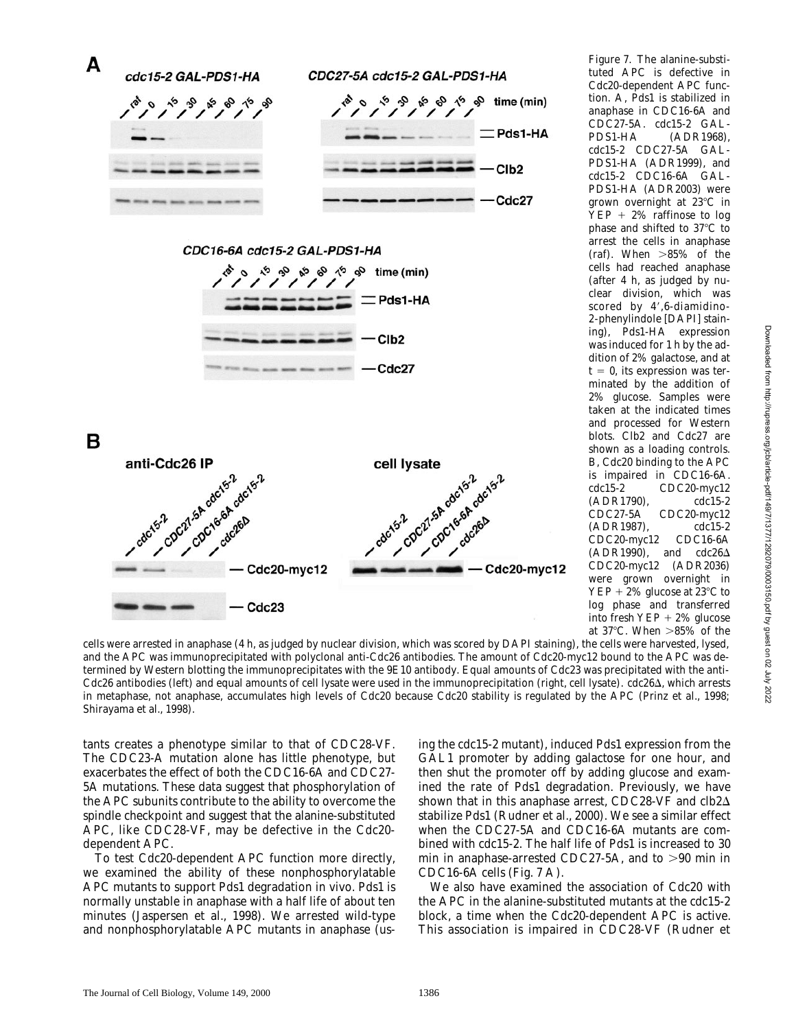Figure 7. The alanine-substituted APC is defective in Cdc20-dependent APC function. A, Pds1 is stabilized in anaphase in CDC16-6A and CDC27-5A. cdc15-2 GAL-PDS1-HA (ADR1968), cdc15-2 CDC27-5A GAL-PDS1-HA (ADR1999), and cdc15-2 CDC16-6A GAL-PDS1-HA (ADR2003) were grown overnight at 23°C in YEP + 2% raffinose to log phase and shifted to 37°C to arrest the cells in anaphase (raf). When >85% of the cells had reached anaphase (after 4 h, as judged by nuclear division, which was scored by 4′,6-diamidino-2-phenylindole [DAPI] staining), Pds1-HA expression was induced for 1 h by the addition of 2% galactose, and at t = 0, its expression was terminated by the addition of 2% glucose. Samples were taken at the indicated times and processed for Western blots. Clb2 and Cdc27 are shown as a loading controls. B, Cdc20 binding to the APC is impaired in CDC16-6A. cdc15-2 CDC20-myc12 (ADR1790), cdc15-2 CDC27-5A CDC20-myc12 (ADR1987), cdc15-2 CDC20-myc12 CDC16-6A (ADR1990), and cdc26Δ CDC20-myc12 (ADR2036) were grown overnight in YEP + 2% glucose at 23°C to log phase and transferred into fresh YEP + 2% glucose at 37°C. When >85% of the cells were arrested in anaphase (4 h, as judged by nuclear division, which was scored by DAPI staining), the cells were harvested, lysed, and the APC was immunoprecipitated with polyclonal anti-Cdc26 antibodies. The amount of Cdc20-myc12 bound to the APC was determined by Western blotting the immunoprecipitates with the 9E10 antibody. Equal amounts of Cdc23 was precipitated with the anti-Cdc26 antibodies (left) and equal amounts of cell lysate were used in the immunoprecipitation (right, cell lysate). cdc26Δ, which arrests in metaphase, not anaphase, accumulates high levels of Cdc20 because Cdc20 stability is regulated by the APC (Prinz et al., 1998; Shirayama et al., 1998).

tants creates a phenotype similar to that of CDC28-VF. The CDC23-A mutation alone has little phenotype, but exacerbates the effect of both the CDC16-6A and CDC27-5A mutations. These data suggest that phosphorylation of the APC subunits contribute to the ability to overcome the spindle checkpoint and suggest that the alanine-substituted APC, like CDC28-VF, may be defective in the Cdc20-dependent APC.

To test Cdc20-dependent APC function more directly, we examined the ability of these nonphosphorylatable APC mutants to support Pds1 degradation in vivo. Pds1 is normally unstable in anaphase with a half life of about ten minutes (Jaspersen et al., 1998). We arrested wild-type and nonphosphorylatable APC mutants in anaphase (using the cdc15-2 mutant), induced Pds1 expression from the GAL1 promoter by adding galactose for one hour, and then shut the promoter off by adding glucose and examined the rate of Pds1 degradation. Previously, we have shown that in this anaphase arrest, CDC28-VF and clb2Δ stabilize Pds1 (Rudner et al., 2000). We see a similar effect when the CDC27-5A and CDC16-6A mutants are combined with cdc15-2. The half life of Pds1 is increased to 30 min in anaphase-arrested CDC27-5A, and to >90 min in CDC16-6A cells (Fig. 7 A).

We also have examined the association of Cdc20 with the APC in the alanine-substituted mutants at the cdc15-2 block, a time when the Cdc20-dependent APC is active. This association is impaired in CDC28-VF (Rudner et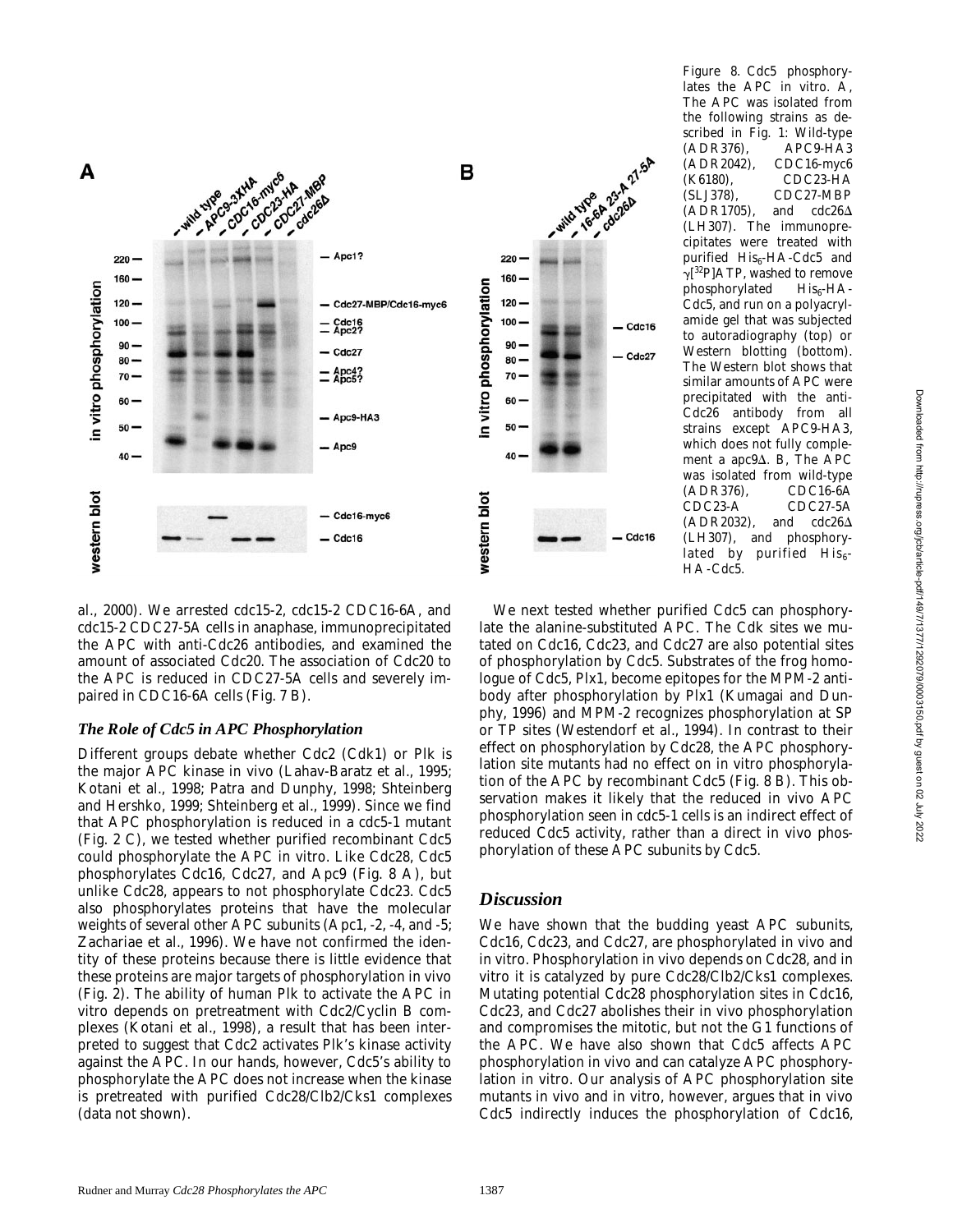Figure 8. Cdc5 phosphorylates the APC in vitro. A, The APC was isolated from the following strains as described in Fig. 1: Wild-type (ADR376), APC9-HA3 (ADR2042), CDC16-myc6 (K6180), CDC23-HA (SLJ378), CDC27-MBP (ADR1705), and cdc26Δ (LH307). The immunoprecipitates were treated with purified $His_6$-HA-Cdc5 and $\gamma[^{32}P]$ATP, washed to remove phosphorylated $His_6$-HA-Cdc5, and run on a polyacrylamide gel that was subjected to autoradiography (top) or Western blotting (bottom). The Western blot shows that similar amounts of APC were precipitated with the anti-Cdc26 antibody from all strains except APC9-HA3, which does not fully complement a apc9Δ. B, The APC was isolated from wild-type (ADR376), CDC16-6A CDC23-A CDC27-5A (ADR2032), and cdc26Δ (LH307), and phosphorylated by purified $His_6$-HA-Cdc5.

al., 2000). We arrested cdc15-2, cdc15-2 CDC16-6A, and cdc15-2 CDC27-5A cells in anaphase, immunoprecipitated the APC with anti-Cdc26 antibodies, and examined the amount of associated Cdc20. The association of Cdc20 to the APC is reduced in CDC27-5A cells and severely impaired in CDC16-6A cells (Fig. 7 B).

### *The Role of Cdc5 in APC Phosphorylation*

Different groups debate whether Cdc2 (Cdk1) or Plk is the major APC kinase in vivo (Lahav-Baratz et al., 1995; Kotani et al., 1998; Patra and Dunphy, 1998; Shteinberg and Hershko, 1999; Shteinberg et al., 1999). Since we find that APC phosphorylation is reduced in a cdc5-1 mutant (Fig. 2 C), we tested whether purified recombinant Cdc5 could phosphorylate the APC in vitro. Like Cdc28, Cdc5 phosphorylates Cdc16, Cdc27, and Apc9 (Fig. 8 A), but unlike Cdc28, appears to not phosphorylate Cdc23. Cdc5 also phosphorylates proteins that have the molecular weights of several other APC subunits (Apc1, -2, -4, and -5; Zachariae et al., 1996). We have not confirmed the identity of these proteins because there is little evidence that these proteins are major targets of phosphorylation in vivo (Fig. 2). The ability of human Plk to activate the APC in vitro depends on pretreatment with Cdc2/Cyclin B complexes (Kotani et al., 1998), a result that has been interpreted to suggest that Cdc2 activates Plk's kinase activity against the APC. In our hands, however, Cdc5's ability to phosphorylate the APC does not increase when the kinase is pretreated with purified Cdc28/Clb2/Cks1 complexes (data not shown).

We next tested whether purified Cdc5 can phosphorylate the alanine-substituted APC. The Cdk sites we mutated on Cdc16, Cdc23, and Cdc27 are also potential sites of phosphorylation by Cdc5. Substrates of the frog homologue of Cdc5, Plx1, become epitopes for the MPM-2 antibody after phosphorylation by Plx1 (Kumagai and Dunphy, 1996) and MPM-2 recognizes phosphorylation at SP or TP sites (Westendorf et al., 1994). In contrast to their effect on phosphorylation by Cdc28, the APC phosphorylation site mutants had no effect on in vitro phosphorylation of the APC by recombinant Cdc5 (Fig. 8 B). This observation makes it likely that the reduced in vivo APC phosphorylation seen in cdc5-1 cells is an indirect effect of reduced Cdc5 activity, rather than a direct in vivo phosphorylation of these APC subunits by Cdc5.

## *Discussion*

We have shown that the budding yeast APC subunits, Cdc16, Cdc23, and Cdc27, are phosphorylated in vivo and in vitro. Phosphorylation in vivo depends on Cdc28, and in vitro it is catalyzed by pure Cdc28/Clb2/Cks1 complexes. Mutating potential Cdc28 phosphorylation sites in Cdc16, Cdc23, and Cdc27 abolishes their in vivo phosphorylation and compromises the mitotic, but not the G1 functions of the APC. We have also shown that Cdc5 affects APC phosphorylation in vivo and can catalyze APC phosphorylation in vitro. Our analysis of APC phosphorylation site mutants in vivo and in vitro, however, argues that in vivo Cdc5 indirectly induces the phosphorylation of Cdc16,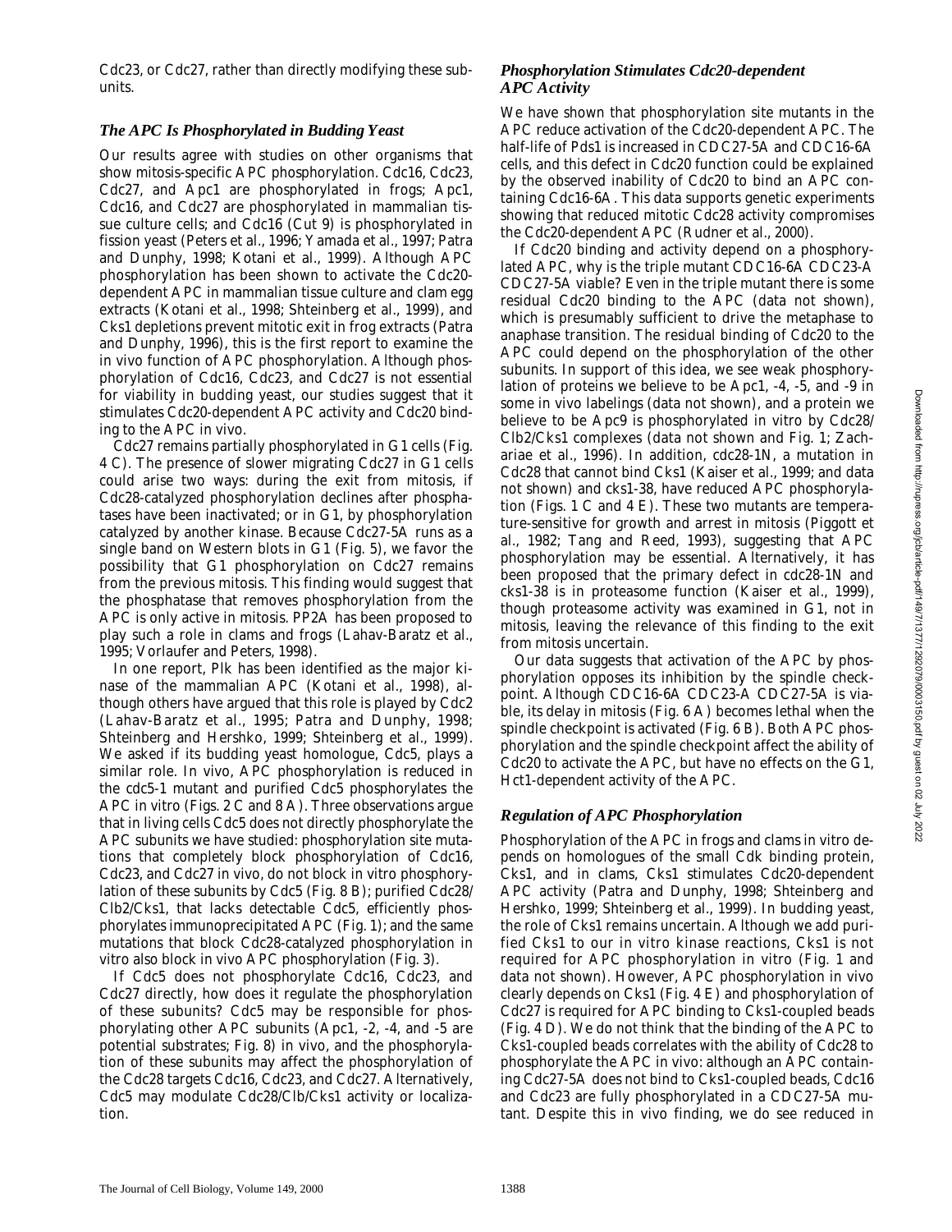Cdc23, or Cdc27, rather than directly modifying these subunits.

### *The APC Is Phosphorylated in Budding Yeast*

Our results agree with studies on other organisms that show mitosis-specific APC phosphorylation. Cdc16, Cdc23, Cdc27, and Apc1 are phosphorylated in frogs; Apc1, Cdc16, and Cdc27 are phosphorylated in mammalian tissue culture cells; and Cdc16 (Cut 9) is phosphorylated in fission yeast (Peters et al., 1996; Yamada et al., 1997; Patra and Dunphy, 1998; Kotani et al., 1999). Although APC phosphorylation has been shown to activate the Cdc20-dependent APC in mammalian tissue culture and clam egg extracts (Kotani et al., 1998; Shteinberg et al., 1999), and Cks1 depletions prevent mitotic exit in frog extracts (Patra and Dunphy, 1996), this is the first report to examine the in vivo function of APC phosphorylation. Although phosphorylation of Cdc16, Cdc23, and Cdc27 is not essential for viability in budding yeast, our studies suggest that it stimulates Cdc20-dependent APC activity and Cdc20 binding to the APC in vivo.

Cdc27 remains partially phosphorylated in G1 cells (Fig. 4 C). The presence of slower migrating Cdc27 in G1 cells could arise two ways: during the exit from mitosis, if Cdc28-catalyzed phosphorylation declines after phosphatases have been inactivated; or in G1, by phosphorylation catalyzed by another kinase. Because Cdc27-5A runs as a single band on Western blots in G1 (Fig. 5), we favor the possibility that G1 phosphorylation on Cdc27 remains from the previous mitosis. This finding would suggest that the phosphatase that removes phosphorylation from the APC is only active in mitosis. PP2A has been proposed to play such a role in clams and frogs (Lahav-Baratz et al., 1995; Vorlaufer and Peters, 1998).

In one report, Plk has been identified as the major kinase of the mammalian APC (Kotani et al., 1998), although others have argued that this role is played by Cdc2 (Lahav-Baratz et al., 1995; Patra and Dunphy, 1998; Shteinberg and Hershko, 1999; Shteinberg et al., 1999). We asked if its budding yeast homologue, Cdc5, plays a similar role. In vivo, APC phosphorylation is reduced in the cdc5-1 mutant and purified Cdc5 phosphorylates the APC in vitro (Figs. 2 C and 8 A). Three observations argue that in living cells Cdc5 does not directly phosphorylate the APC subunits we have studied: phosphorylation site mutations that completely block phosphorylation of Cdc16, Cdc23, and Cdc27 in vivo, do not block in vitro phosphorylation of these subunits by Cdc5 (Fig. 8 B); purified Cdc28/Clb2/Cks1, that lacks detectable Cdc5, efficiently phosphorylates immunoprecipitated APC (Fig. 1); and the same mutations that block Cdc28-catalyzed phosphorylation in vitro also block in vivo APC phosphorylation (Fig. 3).

If Cdc5 does not phosphorylate Cdc16, Cdc23, and Cdc27 directly, how does it regulate the phosphorylation of these subunits? Cdc5 may be responsible for phosphorylating other APC subunits (Apc1, -2, -4, and -5 are potential substrates; Fig. 8) in vivo, and the phosphorylation of these subunits may affect the phosphorylation of the Cdc28 targets Cdc16, Cdc23, and Cdc27. Alternatively, Cdc5 may modulate Cdc28/Clb/Cks1 activity or localization.

### *Phosphorylation Stimulates Cdc20-dependent APC Activity*

We have shown that phosphorylation site mutants in the APC reduce activation of the Cdc20-dependent APC. The half-life of Pds1 is increased in CDC27-5A and CDC16-6A cells, and this defect in Cdc20 function could be explained by the observed inability of Cdc20 to bind an APC containing Cdc16-6A. This data supports genetic experiments showing that reduced mitotic Cdc28 activity compromises the Cdc20-dependent APC (Rudner et al., 2000).

If Cdc20 binding and activity depend on a phosphorylated APC, why is the triple mutant CDC16-6A CDC23-A CDC27-5A viable? Even in the triple mutant there is some residual Cdc20 binding to the APC (data not shown), which is presumably sufficient to drive the metaphase to anaphase transition. The residual binding of Cdc20 to the APC could depend on the phosphorylation of the other subunits. In support of this idea, we see weak phosphorylation of proteins we believe to be Apc1, -4, -5, and -9 in some in vivo labelings (data not shown), and a protein we believe to be Apc9 is phosphorylated in vitro by Cdc28/Clb2/Cks1 complexes (data not shown and Fig. 1; Zachariae et al., 1996). In addition, cdc28-1N, a mutation in Cdc28 that cannot bind Cks1 (Kaiser et al., 1999; and data not shown) and cks1-38, have reduced APC phosphorylation (Figs. 1 C and 4 E). These two mutants are temperature-sensitive for growth and arrest in mitosis (Piggott et al., 1982; Tang and Reed, 1993), suggesting that APC phosphorylation may be essential. Alternatively, it has been proposed that the primary defect in cdc28-1N and cks1-38 is in proteasome function (Kaiser et al., 1999), though proteasome activity was examined in G1, not in mitosis, leaving the relevance of this finding to the exit from mitosis uncertain.

Our data suggests that activation of the APC by phosphorylation opposes its inhibition by the spindle checkpoint. Although CDC16-6A CDC23-A CDC27-5A is viable, its delay in mitosis (Fig. 6 A) becomes lethal when the spindle checkpoint is activated (Fig. 6 B). Both APC phosphorylation and the spindle checkpoint affect the ability of Cdc20 to activate the APC, but have no effects on the G1, Hct1-dependent activity of the APC.

### *Regulation of APC Phosphorylation*

Phosphorylation of the APC in frogs and clams in vitro depends on homologues of the small Cdk binding protein, Cks1, and in clams, Cks1 stimulates Cdc20-dependent APC activity (Patra and Dunphy, 1998; Shteinberg and Hershko, 1999; Shteinberg et al., 1999). In budding yeast, the role of Cks1 remains uncertain. Although we add purified Cks1 to our in vitro kinase reactions, Cks1 is not required for APC phosphorylation in vitro (Fig. 1 and data not shown). However, APC phosphorylation in vivo clearly depends on Cks1 (Fig. 4 E) and phosphorylation of Cdc27 is required for APC binding to Cks1-coupled beads (Fig. 4 D). We do not think that the binding of the APC to Cks1-coupled beads correlates with the ability of Cdc28 to phosphorylate the APC in vivo: although an APC containing Cdc27-5A does not bind to Cks1-coupled beads, Cdc16 and Cdc23 are fully phosphorylated in a CDC27-5A mutant. Despite this in vivo finding, we do see reduced in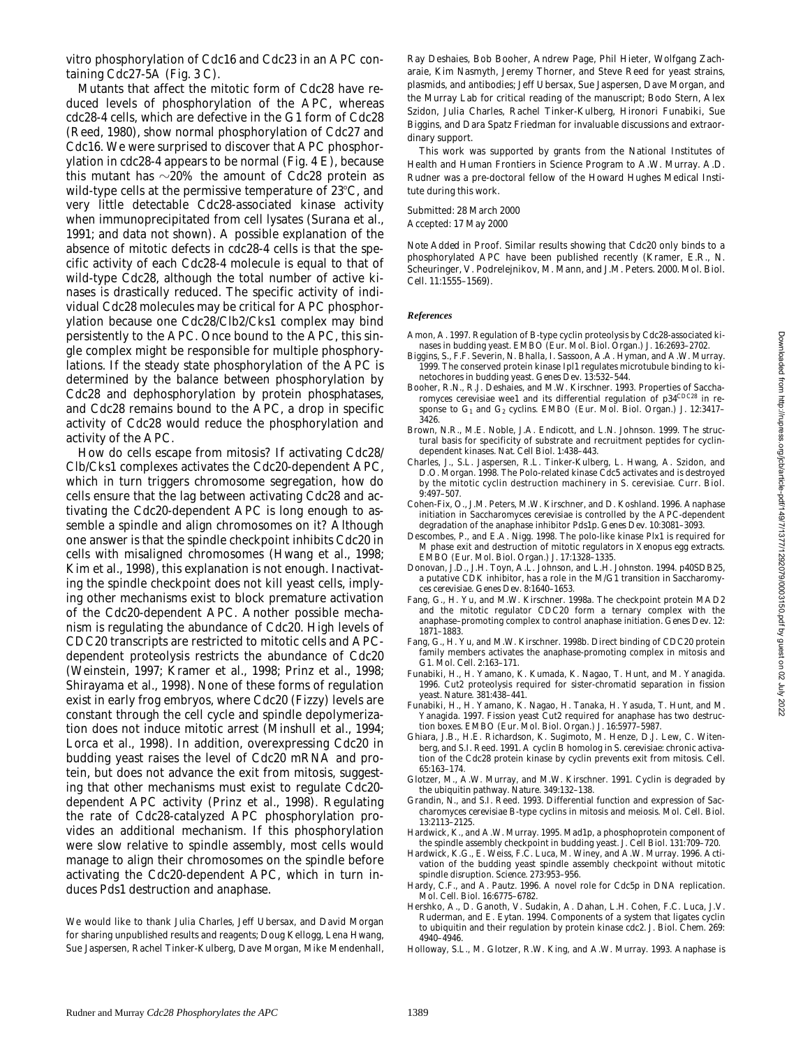vitro phosphorylation of Cdc16 and Cdc23 in an APC containing Cdc27-5A (Fig. 3 C).

Mutants that affect the mitotic form of Cdc28 have reduced levels of phosphorylation of the APC, whereas cdc28-4 cells, which are defective in the G1 form of Cdc28 (Reed, 1980), show normal phosphorylation of Cdc27 and Cdc16. We were surprised to discover that APC phosphorylation in cdc28-4 appears to be normal (Fig. 4 E), because this mutant has ~20% the amount of Cdc28 protein as wild-type cells at the permissive temperature of 23°C, and very little detectable Cdc28-associated kinase activity when immunoprecipitated from cell lysates (Surana et al., 1991; and data not shown). A possible explanation of the absence of mitotic defects in cdc28-4 cells is that the specific activity of each Cdc28-4 molecule is equal to that of wild-type Cdc28, although the total number of active kinases is drastically reduced. The specific activity of individual Cdc28 molecules may be critical for APC phosphorylation because one Cdc28/Clb2/Cks1 complex may bind persistently to the APC. Once bound to the APC, this single complex might be responsible for multiple phosphorylations. If the steady state phosphorylation of the APC is determined by the balance between phosphorylation by Cdc28 and dephosphorylation by protein phosphatases, and Cdc28 remains bound to the APC, a drop in specific activity of Cdc28 would reduce the phosphorylation and activity of the APC.

How do cells escape from mitosis? If activating Cdc28/Clb/Cks1 complexes activates the Cdc20-dependent APC, which in turn triggers chromosome segregation, how do cells ensure that the lag between activating Cdc28 and activating the Cdc20-dependent APC is long enough to assemble a spindle and align chromosomes on it? Although one answer is that the spindle checkpoint inhibits Cdc20 in cells with misaligned chromosomes (Hwang et al., 1998; Kim et al., 1998), this explanation is not enough. Inactivating the spindle checkpoint does not kill yeast cells, implying other mechanisms exist to block premature activation of the Cdc20-dependent APC. Another possible mechanism is regulating the abundance of Cdc20. High levels of CDC20 transcripts are restricted to mitotic cells and APC-dependent proteolysis restricts the abundance of Cdc20 (Weinstein, 1997; Kramer et al., 1998; Prinz et al., 1998; Shirayama et al., 1998). None of these forms of regulation exist in early frog embryos, where Cdc20 (Fizzy) levels are constant through the cell cycle and spindle depolymerization does not induce mitotic arrest (Minshull et al., 1994; Lorca et al., 1998). In addition, overexpressing Cdc20 in budding yeast raises the level of Cdc20 mRNA and protein, but does not advance the exit from mitosis, suggesting that other mechanisms must exist to regulate Cdc20-dependent APC activity (Prinz et al., 1998). Regulating the rate of Cdc28-catalyzed APC phosphorylation provides an additional mechanism. If this phosphorylation were slow relative to spindle assembly, most cells would manage to align their chromosomes on the spindle before activating the Cdc20-dependent APC, which in turn induces Pds1 destruction and anaphase.

We would like to thank Julia Charles, Jeff Ubersax, and David Morgan for sharing unpublished results and reagents; Doug Kellogg, Lena Hwang, Sue Jaspersen, Rachel Tinker-Kulberg, Dave Morgan, Mike Mendenhall, Ray Deshaies, Bob Booher, Andrew Page, Phil Hieter, Wolfgang Zachariae, Kim Nasmyth, Jeremy Thorner, and Steve Reed for yeast strains, plasmids, and antibodies; Jeff Ubersax, Sue Jaspersen, Dave Morgan, and the Murray Lab for critical reading of the manuscript; Bodo Stern, Alex Szidon, Julia Charles, Rachel Tinker-Kulberg, Hironori Funabiki, Sue Biggins, and Dara Spatz Friedman for invaluable discussions and extraordinary support.

This work was supported by grants from the National Institutes of Health and Human Frontiers in Science Program to A.W. Murray. A.D. Rudner was a pre-doctoral fellow of the Howard Hughes Medical Institute during this work.

Submitted: 28 March 2000
Accepted: 17 May 2000

Note Added in Proof. Similar results showing that Cdc20 only binds to a phosphorylated APC have been published recently (Kramer, E.R., N. Scheuringer, V. Podrelejnikov, M. Mann, and J.M. Peters. 2000. Mol. Biol. Cell. 11:1555–1569).

## References

Amon, A. 1997. Regulation of B-type cyclin proteolysis by Cdc28-associated kinases in budding yeast. EMBO (Eur. Mol. Biol. Organ.) J. 16:2693–2702.

Biggins, S., F.F. Severin, N. Bhalla, I. Sassoon, A.A. Hyman, and A.W. Murray. 1999. The conserved protein kinase Ipl1 regulates microtubule binding to kinetochores in budding yeast. Genes Dev. 13:532–544.

Booher, R.N., R.J. Deshaies, and M.W. Kirschner. 1993. Properties of Saccharomyces cerevisiae wee1 and its differential regulation of p34$^{CDC28}$ in response to $G_1$ and $G_2$ cyclins. EMBO (Eur. Mol. Biol. Organ.) J. 12:3417–3426.

Brown, N.R., M.E. Noble, J.A. Endicott, and L.N. Johnson. 1999. The structural basis for specificity of substrate and recruitment peptides for cyclin-dependent kinases. Nat. Cell Biol. 1:438–443.

Charles, J., S.L. Jaspersen, R.L. Tinker-Kulberg, L. Hwang, A. Szidon, and D.O. Morgan. 1998. The Polo-related kinase Cdc5 activates and is destroyed by the mitotic cyclin destruction machinery in S. cerevisiae. Curr. Biol. 9:497–507.

Cohen-Fix, O., J.M. Peters, M.W. Kirschner, and D. Koshland. 1996. Anaphase initiation in Saccharomyces cerevisiae is controlled by the APC-dependent degradation of the anaphase inhibitor Pds1p. Genes Dev. 10:3081–3093.

Descombes, P., and E.A. Nigg. 1998. The polo-like kinase Plx1 is required for M phase exit and destruction of mitotic regulators in Xenopus egg extracts. EMBO (Eur. Mol. Biol. Organ.) J. 17:1328–1335.

Donovan, J.D., J.H. Toyn, A.L. Johnson, and L.H. Johnston. 1994. p40SDB25, a putative CDK inhibitor, has a role in the M/G1 transition in Saccharomyces cerevisiae. Genes Dev. 8:1640–1653.

Fang, G., H. Yu, and M.W. Kirschner. 1998a. The checkpoint protein MAD2 and the mitotic regulator CDC20 form a ternary complex with the anaphase–promoting complex to control anaphase initiation. Genes Dev. 12: 1871–1883.

Fang, G., H. Yu, and M.W. Kirschner. 1998b. Direct binding of CDC20 protein family members activates the anaphase-promoting complex in mitosis and G1. Mol. Cell. 2:163–171.

Funabiki, H., H. Yamano, K. Kumada, K. Nagao, T. Hunt, and M. Yanagida. 1996. Cut2 proteolysis required for sister-chromatid separation in fission yeast. Nature. 381:438–441.

Funabiki, H., H. Yamano, K. Nagao, H. Tanaka, H. Yasuda, T. Hunt, and M. Yanagida. 1997. Fission yeast Cut2 required for anaphase has two destruction boxes. EMBO (Eur. Mol. Biol. Organ.) J. 16:5977–5987.

Ghiara, J.B., H.E. Richardson, K. Sugimoto, M. Henze, D.J. Lew, C. Wittenberg, and S.I. Reed. 1991. A cyclin B homolog in S. cerevisiae: chronic activation of the Cdc28 protein kinase by cyclin prevents exit from mitosis. Cell. 65:163–174.

Glotzer, M., A.W. Murray, and M.W. Kirschner. 1991. Cyclin is degraded by the ubiquitin pathway. Nature. 349:132–138.

Grandin, N., and S.I. Reed. 1993. Differential function and expression of Saccharomyces cerevisiae B-type cyclins in mitosis and meiosis. Mol. Cell. Biol. 13:2113–2125.

Hardwick, K., and A.W. Murray. 1995. Mad1p, a phosphoprotein component of the spindle assembly checkpoint in budding yeast. J. Cell Biol. 131:709–720.

Hardwick, K.G., E. Weiss, F.C. Luca, M. Winey, and A.W. Murray. 1996. Activation of the budding yeast spindle assembly checkpoint without mitotic spindle disruption. Science. 273:953–956.

Hardy, C.F., and A. Pautz. 1996. A novel role for Cdc5p in DNA replication. Mol. Cell. Biol. 16:6775–6782.

Hershko, A., D. Ganoth, V. Sudakin, A. Dahan, L.H. Cohen, F.C. Luca, J.V. Ruderman, and E. Eytan. 1994. Components of a system that ligates cyclin to ubiquitin and their regulation by protein kinase cdc2. J. Biol. Chem. 269: 4940–4946.

Holloway, S.L., M. Glotzer, R.W. King, and A.W. Murray. 1993. Anaphase is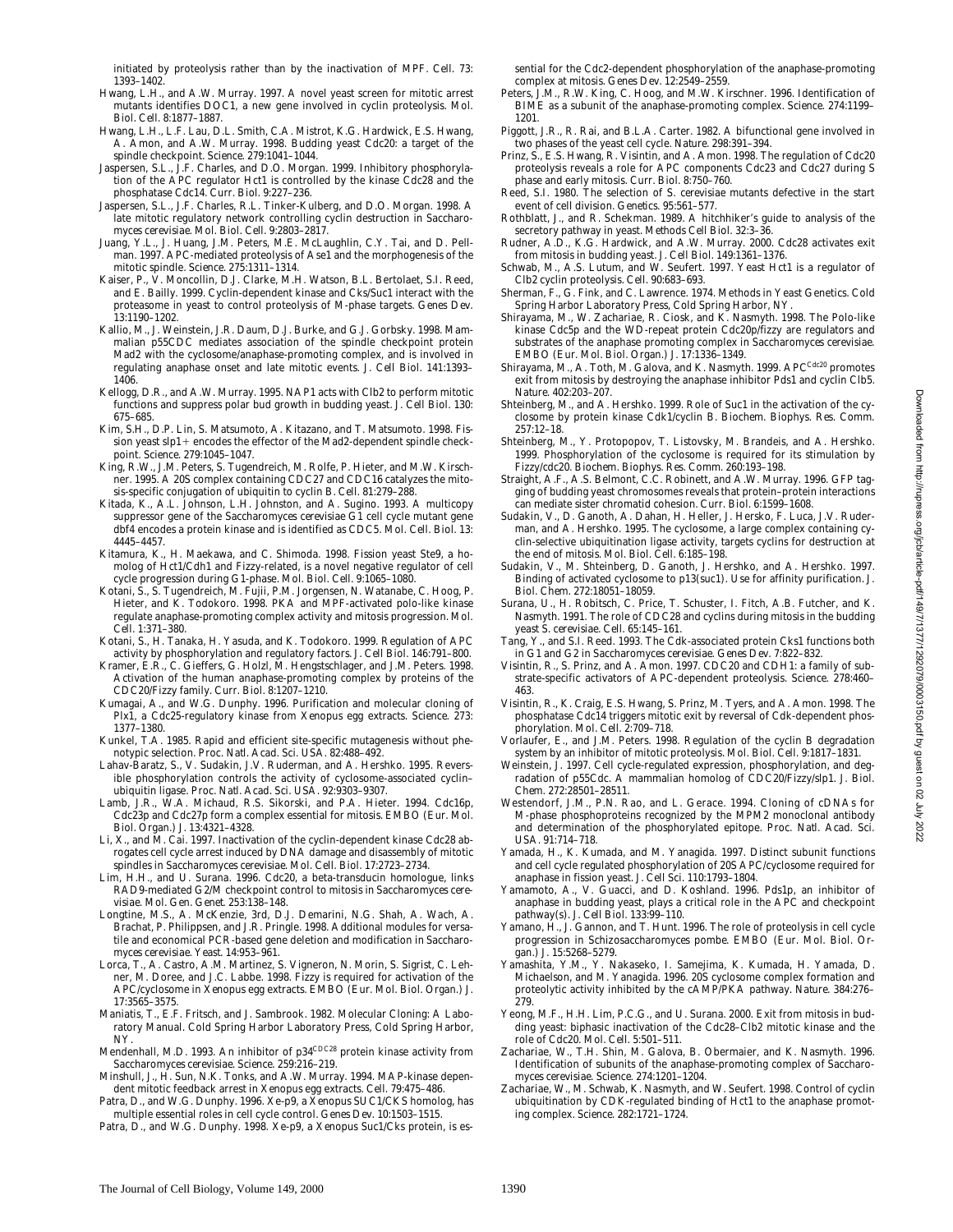initiated by proteolysis rather than by the inactivation of MPF. *Cell.* 73: 1393–1402.

Hwang, L.H., and A.W. Murray. 1997. A novel yeast screen for mitotic arrest mutants identifies DOC1, a new gene involved in cyclin proteolysis. *Mol. Biol. Cell.* 8:1877–1887.

Hwang, L.H., L.F. Lau, D.L. Smith, C.A. Mistrot, K.G. Hardwick, E.S. Hwang, A. Amon, and A.W. Murray. 1998. Budding yeast Cdc20: a target of the spindle checkpoint. *Science.* 279:1041–1044.

Jaspersen, S.L., J.F. Charles, and D.O. Morgan. 1999. Inhibitory phosphorylation of the APC regulator Hct1 is controlled by the kinase Cdc28 and the phosphatase Cdc14. *Curr. Biol.* 9:227–236.

Jaspersen, S.L., J.F. Charles, R.L. Tinker-Kulberg, and D.O. Morgan. 1998. A late mitotic regulatory network controlling cyclin destruction in *Saccharomyces cerevisiae*. *Mol. Biol. Cell.* 9:2803–2817.

Juang, Y.L., J. Huang, J.M. Peters, M.E. McLaughlin, C.Y. Tai, and D. Pellman. 1997. APC-mediated proteolysis of Ase1 and the morphogenesis of the mitotic spindle. *Science.* 275:1311–1314.

Kaiser, P., V. Moncollin, D.J. Clarke, M.H. Watson, B.L. Bertolaet, S.I. Reed, and E. Bailly. 1999. Cyclin-dependent kinase and Cks/Suc1 interact with the proteasome in yeast to control proteolysis of M-phase targets. *Genes Dev.* 13:1190–1202.

Kallio, M., J. Weinstein, J.R. Daum, D.J. Burke, and G.J. Gorbsky. 1998. Mammalian p55CDC mediates association of the spindle checkpoint protein Mad2 with the cyclosome/anaphase-promoting complex, and is involved in regulating anaphase onset and late mitotic events. *J. Cell Biol.* 141:1393–1406.

Kellogg, D.R., and A.W. Murray. 1995. NAP1 acts with Clb2 to perform mitotic functions and suppress polar bud growth in budding yeast. *J. Cell Biol.* 130: 675–685.

Kim, S.H., D.P. Lin, S. Matsumoto, A. Kitazano, and T. Matsumoto. 1998. Fission yeast slp1+ encodes the effector of the Mad2-dependent spindle checkpoint. *Science.* 279:1045–1047.

King, R.W., J.M. Peters, S. Tugendreich, M. Rolfe, P. Hieter, and M.W. Kirschner. 1995. A 20S complex containing CDC27 and CDC16 catalyzes the mitosis-specific conjugation of ubiquitin to cyclin B. *Cell.* 81:279–288.

Kitada, K., A.L. Johnson, L.H. Johnston, and A. Sugino. 1993. A multicopy suppressor gene of the *Saccharomyces cerevisiae* G1 cell cycle mutant gene dbf4 encodes a protein kinase and is identified as CDC5. *Mol. Cell. Biol.* 13: 4445–4457.

Kitamura, K., H. Maekawa, and C. Shimoda. 1998. Fission yeast Ste9, a homolog of Hct1/Cdh1 and Fizzy-related, is a novel negative regulator of cell cycle progression during G1-phase. *Mol. Biol. Cell.* 9:1065–1080.

Kotani, S., S. Tugendreich, M. Fujii, P.M. Jorgensen, N. Watanabe, C. Hoog, P. Hieter, and K. Todokoro. 1998. PKA and MPF-activated polo-like kinase regulate anaphase-promoting complex activity and mitosis progression. *Mol. Cell.* 1:371–380.

Kotani, S., H. Tanaka, H. Yasuda, and K. Todokoro. 1999. Regulation of APC activity by phosphorylation and regulatory factors. *J. Cell Biol.* 146:791–800.

Kramer, E.R., C. Gieffers, G. Holzl, M. Hengstschlager, and J.M. Peters. 1998. Activation of the human anaphase-promoting complex by proteins of the CDC20/Fizzy family. *Curr. Biol.* 8:1207–1210.

Kumagai, A., and W.G. Dunphy. 1996. Purification and molecular cloning of Plx1, a Cdc25-regulatory kinase from *Xenopus* egg extracts. *Science.* 273: 1377–1380.

Kunkel, T.A. 1985. Rapid and efficient site-specific mutagenesis without phenotypic selection. *Proc. Natl. Acad. Sci. USA.* 82:488–492.

Lahav-Baratz, S., V. Sudakin, J.V. Ruderman, and A. Hershko. 1995. Reversible phosphorylation controls the activity of cyclosome-associated cyclin–ubiquitin ligase. *Proc. Natl. Acad. Sci. USA.* 92:9303–9307.

Lamb, J.R., W.A. Michaud, R.S. Sikorski, and P.A. Hieter. 1994. Cdc16p, Cdc23p and Cdc27p form a complex essential for mitosis. *EMBO (Eur. Mol. Biol. Organ.) J.* 13:4321–4328.

Li, X., and M. Cai. 1997. Inactivation of the cyclin-dependent kinase Cdc28 abrogates cell cycle arrest induced by DNA damage and disassembly of mitotic spindles in *Saccharomyces cerevisiae*. *Mol. Cell. Biol.* 17:2723–2734.

Lim, H.H., and U. Surana. 1996. Cdc20, a beta-transducin homologue, links RAD9-mediated G2/M checkpoint control to mitosis in *Saccharomyces cerevisiae*. *Mol. Gen. Genet.* 253:138–148.

Longtine, M.S., A. McKenzie, 3rd, D.J. Demarini, N.G. Shah, A. Wach, A. Brachat, P. Philippsen, and J.R. Pringle. 1998. Additional modules for versatile and economical PCR-based gene deletion and modification in *Saccharomyces cerevisiae*. *Yeast.* 14:953–961.

Lorca, T., A. Castro, A.M. Martinez, S. Vigneron, N. Morin, S. Sigrist, C. Lehner, M. Doree, and J.C. Labbe. 1998. Fizzy is required for activation of the APC/cyclosome in *Xenopus* egg extracts. *EMBO (Eur. Mol. Biol. Organ.) J.* 17:3565–3575.

Maniatis, T., E.F. Fritsch, and J. Sambrook. 1982. Molecular Cloning: A Laboratory Manual. Cold Spring Harbor Laboratory Press, Cold Spring Harbor, NY.

Mendenhall, M.D. 1993. An inhibitor of $p34^{CDC28}$ protein kinase activity from *Saccharomyces cerevisiae*. *Science.* 259:216–219.

Minshull, J., H. Sun, N.K. Tonks, and A.W. Murray. 1994. MAP-kinase dependent mitotic feedback arrest in *Xenopus* egg extracts. *Cell.* 79:475–486.

Patra, D., and W.G. Dunphy. 1996. Xe-p9, a *Xenopus* SUC1/CKS homolog, has multiple essential roles in cell cycle control. *Genes Dev.* 10:1503–1515.

Patra, D., and W.G. Dunphy. 1998. Xe-p9, a *Xenopus* Suc1/Cks protein, is essential for the Cdc2-dependent phosphorylation of the anaphase-promoting complex at mitosis. *Genes Dev.* 12:2549–2559.

Peters, J.M., R.W. King, C. Hoog, and M.W. Kirschner. 1996. Identification of BIME as a subunit of the anaphase-promoting complex. *Science.* 274:1199–1201.

Piggott, J.R., R. Rai, and B.L.A. Carter. 1982. A bifunctional gene involved in two phases of the yeast cell cycle. *Nature.* 298:391–394.

Prinz, S., E.S. Hwang, R. Visintin, and A. Amon. 1998. The regulation of Cdc20 proteolysis reveals a role for APC components Cdc23 and Cdc27 during S phase and early mitosis. *Curr. Biol.* 8:750–760.

Reed, S.I. 1980. The selection of *S. cerevisiae* mutants defective in the start event of cell division. *Genetics.* 95:561–577.

Rothblatt, J., and R. Schekman. 1989. A hitchhiker's guide to analysis of the secretory pathway in yeast. *Methods Cell Biol.* 32:3–36.

Rudner, A.D., K.G. Hardwick, and A.W. Murray. 2000. Cdc28 activates exit from mitosis in budding yeast. *J. Cell Biol.* 149:1361–1376.

Schwab, M., A.S. Lutum, and W. Seufert. 1997. Yeast Hct1 is a regulator of Clb2 cyclin proteolysis. *Cell.* 90:683–693.

Sherman, F., G. Fink, and C. Lawrence. 1974. Methods in Yeast Genetics. Cold Spring Harbor Laboratory Press, Cold Spring Harbor, NY.

Shirayama, M., W. Zachariae, R. Ciosk, and K. Nasmyth. 1998. The Polo-like kinase Cdc5p and the WD-repeat protein Cdc20p/fizzy are regulators and substrates of the anaphase promoting complex in *Saccharomyces cerevisiae*. *EMBO (Eur. Mol. Biol. Organ.) J.* 17:1336–1349.

Shirayama, M., A. Toth, M. Galova, and K. Nasmyth. 1999. $APC^{Cdc20}$ promotes exit from mitosis by destroying the anaphase inhibitor Pds1 and cyclin Clb5. *Nature.* 402:203–207.

Shteinberg, M., and A. Hershko. 1999. Role of Suc1 in the activation of the cyclosome by protein kinase Cdk1/cyclin B. *Biochem. Biophys. Res. Comm.* 257:12–18.

Shteinberg, M., Y. Protopopov, T. Listovsky, M. Brandeis, and A. Hershko. 1999. Phosphorylation of the cyclosome is required for its stimulation by Fizzy/cdc20. *Biochem. Biophys. Res. Comm.* 260:193–198.

Straight, A.F., A.S. Belmont, C.C. Robinett, and A.W. Murray. 1996. GFP tagging of budding yeast chromosomes reveals that protein–protein interactions can mediate sister chromatid cohesion. *Curr. Biol.* 6:1599–1608.

Sudakin, V., D. Ganoth, A. Dahan, H. Heller, J. Hersko, F. Luca, J.V. Ruderman, and A. Hershko. 1995. The cyclosome, a large complex containing cyclin-selective ubiquitination ligase activity, targets cyclins for destruction at the end of mitosis. *Mol. Biol. Cell.* 6:185–198.

Sudakin, V., M. Shteinberg, D. Ganoth, J. Hershko, and A. Hershko. 1997. Binding of activated cyclosome to p13(suc1). Use for affinity purification. *J. Biol. Chem.* 272:18051–18059.

Surana, U., H. Robitsch, C. Price, T. Schuster, I. Fitch, A.B. Futcher, and K. Nasmyth. 1991. The role of CDC28 and cyclins during mitosis in the budding yeast *S. cerevisiae*. *Cell.* 65:145–161.

Tang, Y., and S.I. Reed. 1993. The Cdk-associated protein Cks1 functions both in G1 and G2 in *Saccharomyces cerevisiae*. *Genes Dev.* 7:822–832.

Visintin, R., S. Prinz, and A. Amon. 1997. CDC20 and CDH1: a family of substrate-specific activators of APC-dependent proteolysis. *Science.* 278:460–463.

Visintin, R., K. Craig, E.S. Hwang, S. Prinz, M. Tyers, and A. Amon. 1998. The phosphatase Cdc14 triggers mitotic exit by reversal of Cdk-dependent phosphorylation. *Mol. Cell.* 2:709–718.

Vorlaufer, E., and J.M. Peters. 1998. Regulation of the cyclin B degradation system by an inhibitor of mitotic proteolysis. *Mol. Biol. Cell.* 9:1817–1831.

Weinstein, J. 1997. Cell cycle-regulated expression, phosphorylation, and degradation of p55Cdc. A mammalian homolog of CDC20/Fizzy/slp1. *J. Biol. Chem.* 272:28501–28511.

Westendorf, J.M., P.N. Rao, and L. Gerace. 1994. Cloning of cDNAs for M-phase phosphoproteins recognized by the MPM2 monoclonal antibody and determination of the phosphorylated epitope. *Proc. Natl. Acad. Sci. USA.* 91:714–718.

Yamada, H., K. Kumada, and M. Yanagida. 1997. Distinct subunit functions and cell cycle regulated phosphorylation of 20S APC/cyclosome required for anaphase in fission yeast. *J. Cell Sci.* 110:1793–1804.

Yamamoto, A., V. Guacci, and D. Koshland. 1996. Pds1p, an inhibitor of anaphase in budding yeast, plays a critical role in the APC and checkpoint pathway(s). *J. Cell Biol.* 133:99–110.

Yamano, H., J. Gannon, and T. Hunt. 1996. The role of proteolysis in cell cycle progression in *Schizosaccharomyces pombe*. *EMBO (Eur. Mol. Biol. Organ.) J.* 15:5268–5279.

Yamashita, Y.M., Y. Nakaseko, I. Samejima, K. Kumada, H. Yamada, D. Michaelson, and M. Yanagida. 1996. 20S cyclosome complex formation and proteolytic activity inhibited by the cAMP/PKA pathway. *Nature.* 384:276–279.

Yeong, M.F., H.H. Lim, P.C.G., and U. Surana. 2000. Exit from mitosis in budding yeast: biphasic inactivation of the Cdc28–Clb2 mitotic kinase and the role of Cdc20. *Mol. Cell.* 5:501–511.

Zachariae, W., T.H. Shin, M. Galova, B. Obermaier, and K. Nasmyth. 1996. Identification of subunits of the anaphase-promoting complex of *Saccharomyces cerevisiae*. *Science.* 274:1201–1204.

Zachariae, W., M. Schwab, K. Nasmyth, and W. Seufert. 1998. Control of cyclin ubiquitination by CDK-regulated binding of Hct1 to the anaphase promoting complex. *Science.* 282:1721–1724.